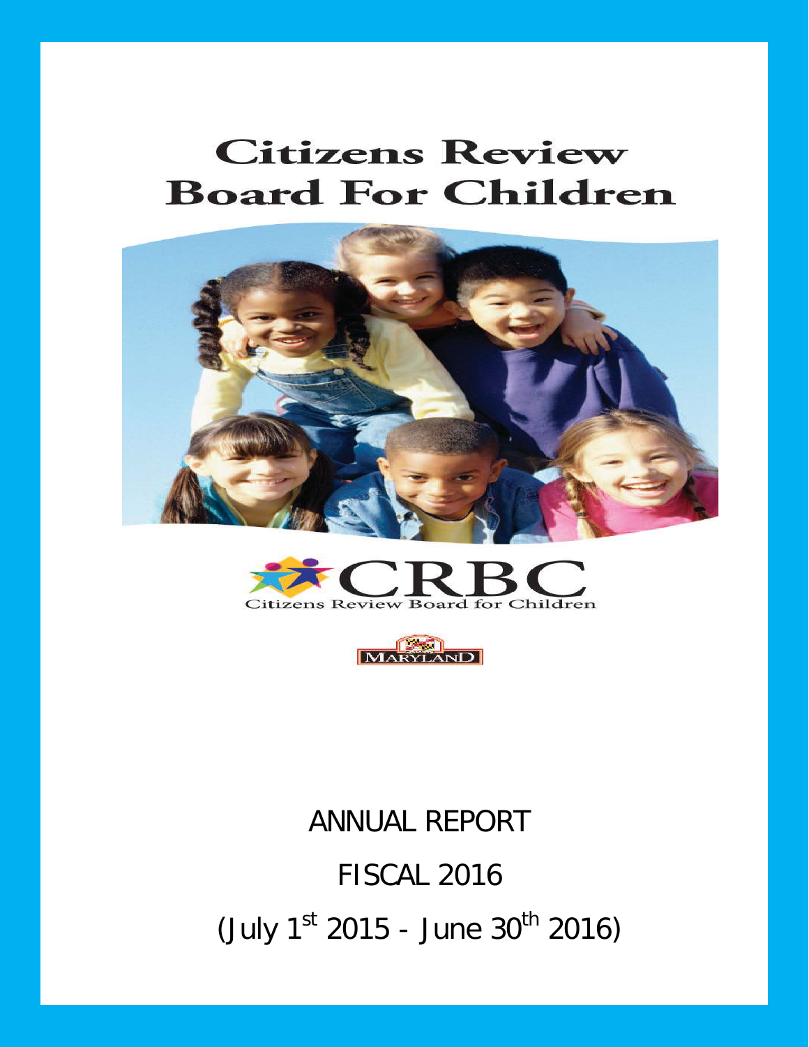# Citizens Review Board For Children

CRBC

Citizens Review Board for Children

MARYLAND

ANNUAL REPORT

FISCAL 2016

(July 1st 2015 - June 30th 2016)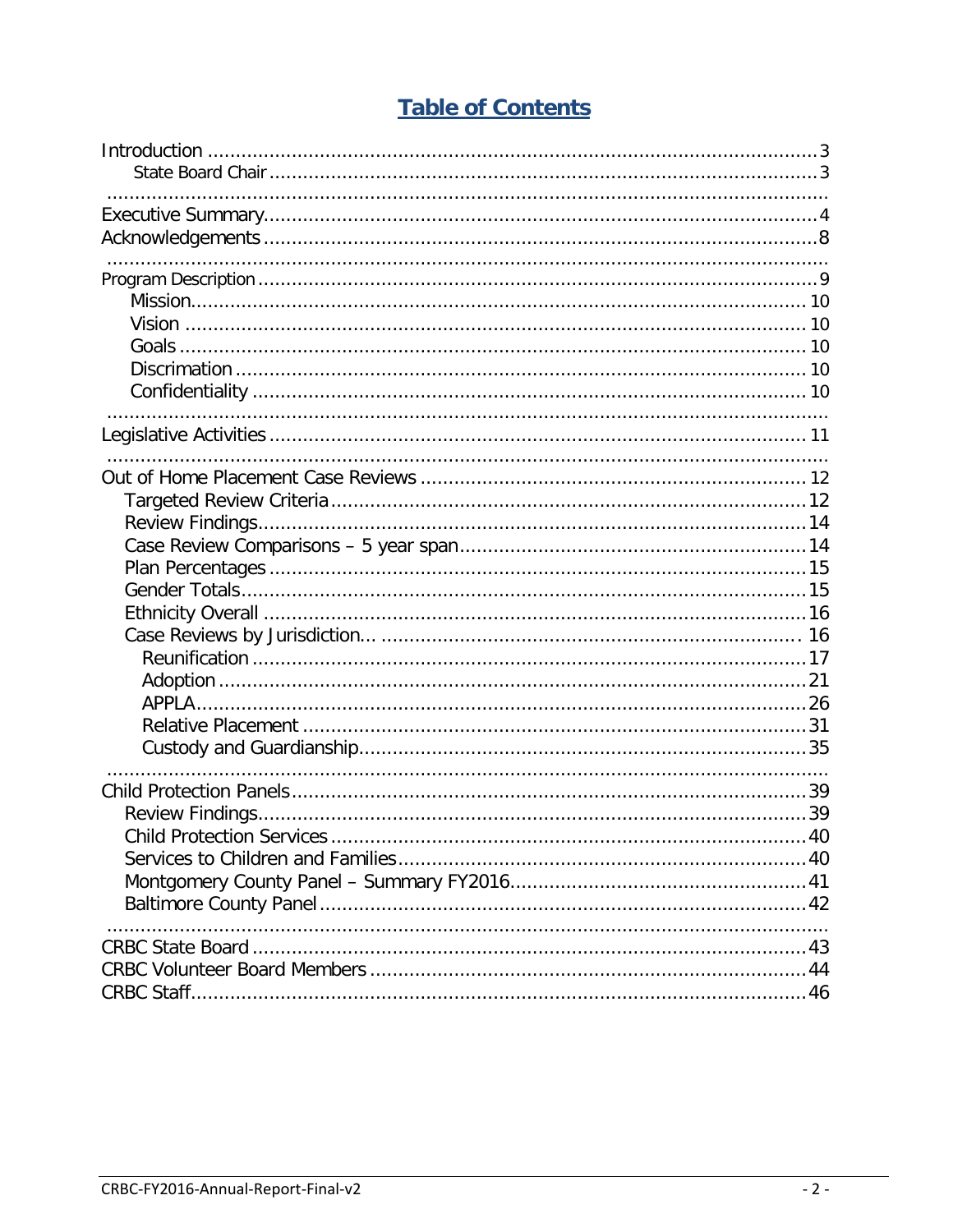# Table of Contents

- Introduction ..... 3
  - State Board Chair ..... 3
- Executive Summary ..... 4
- Acknowledgements ..... 8
- Program Description ..... 9
  - Mission ..... 10
  - Vision ..... 10
  - Goals ..... 10
  - Discrimation ..... 10
  - Confidentiality ..... 10
- Legislative Activities ..... 11
- Out of Home Placement Case Reviews ..... 12
  - Targeted Review Criteria ..... 12
  - Review Findings ..... 14
  - Case Review Comparisons – 5 year span ..... 14
  - Plan Percentages ..... 15
  - Gender Totals ..... 15
  - Ethnicity Overall ..... 16
  - Case Reviews by Jurisdiction... ..... 16
    - Reunification ..... 17
    - Adoption ..... 21
    - APPLA ..... 26
    - Relative Placement ..... 31
    - Custody and Guardianship ..... 35
- Child Protection Panels ..... 39
  - Review Findings ..... 39
  - Child Protection Services ..... 40
  - Services to Children and Families ..... 40
  - Montgomery County Panel – Summary FY2016 ..... 41
  - Baltimore County Panel ..... 42
- CRBC State Board ..... 43
- CRBC Volunteer Board Members ..... 44
- CRBC Staff ..... 46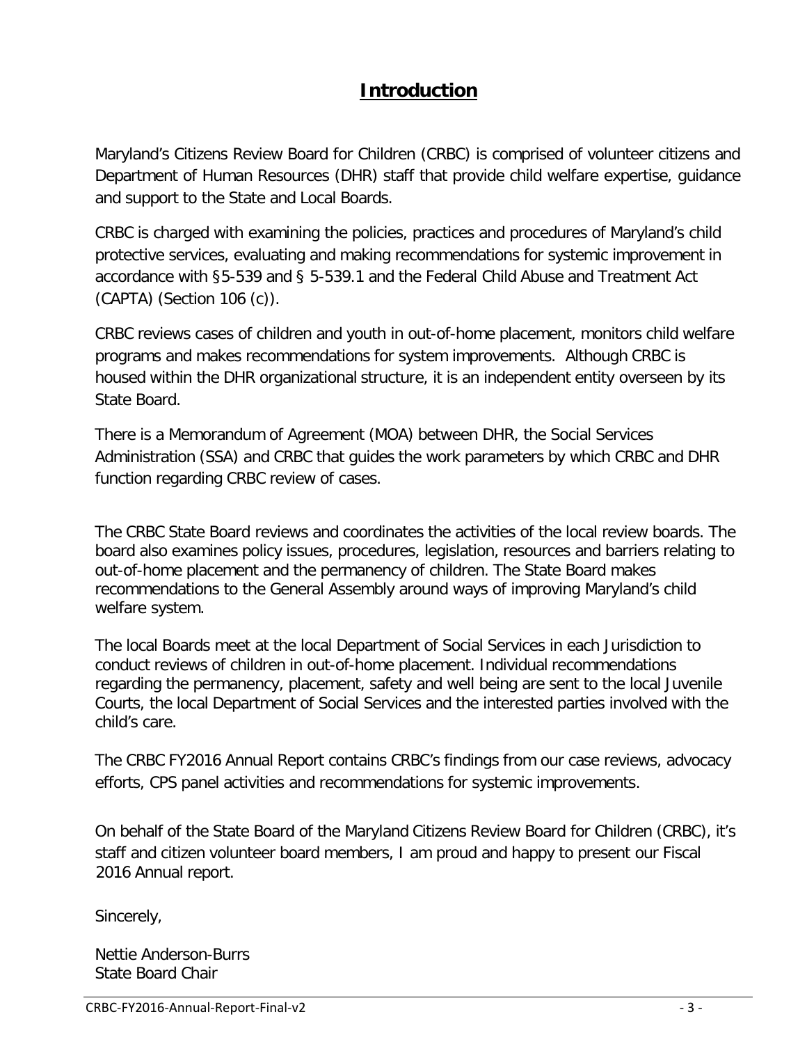# Introduction

Maryland's Citizens Review Board for Children (CRBC) is comprised of volunteer citizens and Department of Human Resources (DHR) staff that provide child welfare expertise, guidance and support to the State and Local Boards.

CRBC is charged with examining the policies, practices and procedures of Maryland's child protective services, evaluating and making recommendations for systemic improvement in accordance with §5-539 and § 5-539.1 and the Federal Child Abuse and Treatment Act (CAPTA) (Section 106 (c)).

CRBC reviews cases of children and youth in out-of-home placement, monitors child welfare programs and makes recommendations for system improvements. Although CRBC is housed within the DHR organizational structure, it is an independent entity overseen by its State Board.

There is a Memorandum of Agreement (MOA) between DHR, the Social Services Administration (SSA) and CRBC that guides the work parameters by which CRBC and DHR function regarding CRBC review of cases.

The CRBC State Board reviews and coordinates the activities of the local review boards. The board also examines policy issues, procedures, legislation, resources and barriers relating to out-of-home placement and the permanency of children. The State Board makes recommendations to the General Assembly around ways of improving Maryland's child welfare system.

The local Boards meet at the local Department of Social Services in each Jurisdiction to conduct reviews of children in out-of-home placement. Individual recommendations regarding the permanency, placement, safety and well being are sent to the local Juvenile Courts, the local Department of Social Services and the interested parties involved with the child's care.

The CRBC FY2016 Annual Report contains CRBC's findings from our case reviews, advocacy efforts, CPS panel activities and recommendations for systemic improvements.

On behalf of the State Board of the Maryland Citizens Review Board for Children (CRBC), it's staff and citizen volunteer board members, I am proud and happy to present our Fiscal 2016 Annual report.

Sincerely,

Nettie Anderson-Burrs
State Board Chair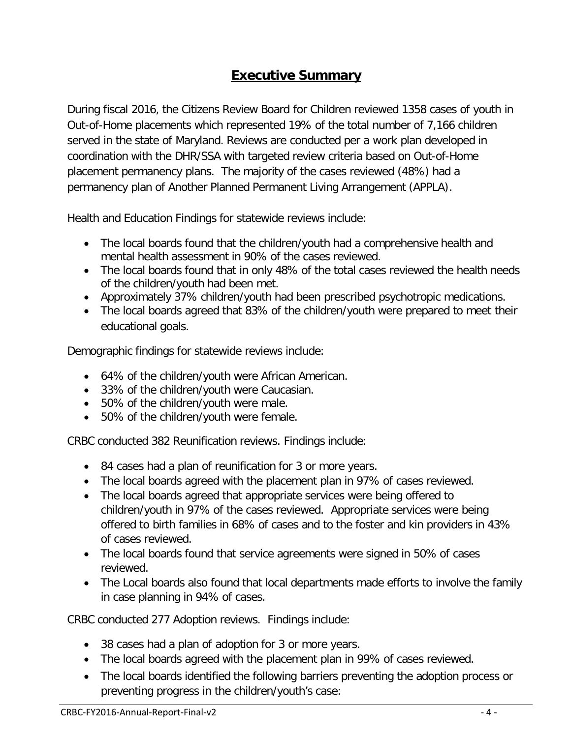# Executive Summary

During fiscal 2016, the Citizens Review Board for Children reviewed 1358 cases of youth in Out-of-Home placements which represented 19% of the total number of 7,166 children served in the state of Maryland. Reviews are conducted per a work plan developed in coordination with the DHR/SSA with targeted review criteria based on Out-of-Home placement permanency plans. The majority of the cases reviewed (48%) had a permanency plan of Another Planned Permanent Living Arrangement (APPLA).

Health and Education Findings for statewide reviews include:

- The local boards found that the children/youth had a comprehensive health and mental health assessment in 90% of the cases reviewed.
- The local boards found that in only 48% of the total cases reviewed the health needs of the children/youth had been met.
- Approximately 37% children/youth had been prescribed psychotropic medications.
- The local boards agreed that 83% of the children/youth were prepared to meet their educational goals.

Demographic findings for statewide reviews include:

- 64% of the children/youth were African American.
- 33% of the children/youth were Caucasian.
- 50% of the children/youth were male.
- 50% of the children/youth were female.

CRBC conducted 382 Reunification reviews. Findings include:

- 84 cases had a plan of reunification for 3 or more years.
- The local boards agreed with the placement plan in 97% of cases reviewed.
- The local boards agreed that appropriate services were being offered to children/youth in 97% of the cases reviewed. Appropriate services were being offered to birth families in 68% of cases and to the foster and kin providers in 43% of cases reviewed.
- The local boards found that service agreements were signed in 50% of cases reviewed.
- The Local boards also found that local departments made efforts to involve the family in case planning in 94% of cases.

CRBC conducted 277 Adoption reviews. Findings include:

- 38 cases had a plan of adoption for 3 or more years.
- The local boards agreed with the placement plan in 99% of cases reviewed.
- The local boards identified the following barriers preventing the adoption process or preventing progress in the children/youth's case: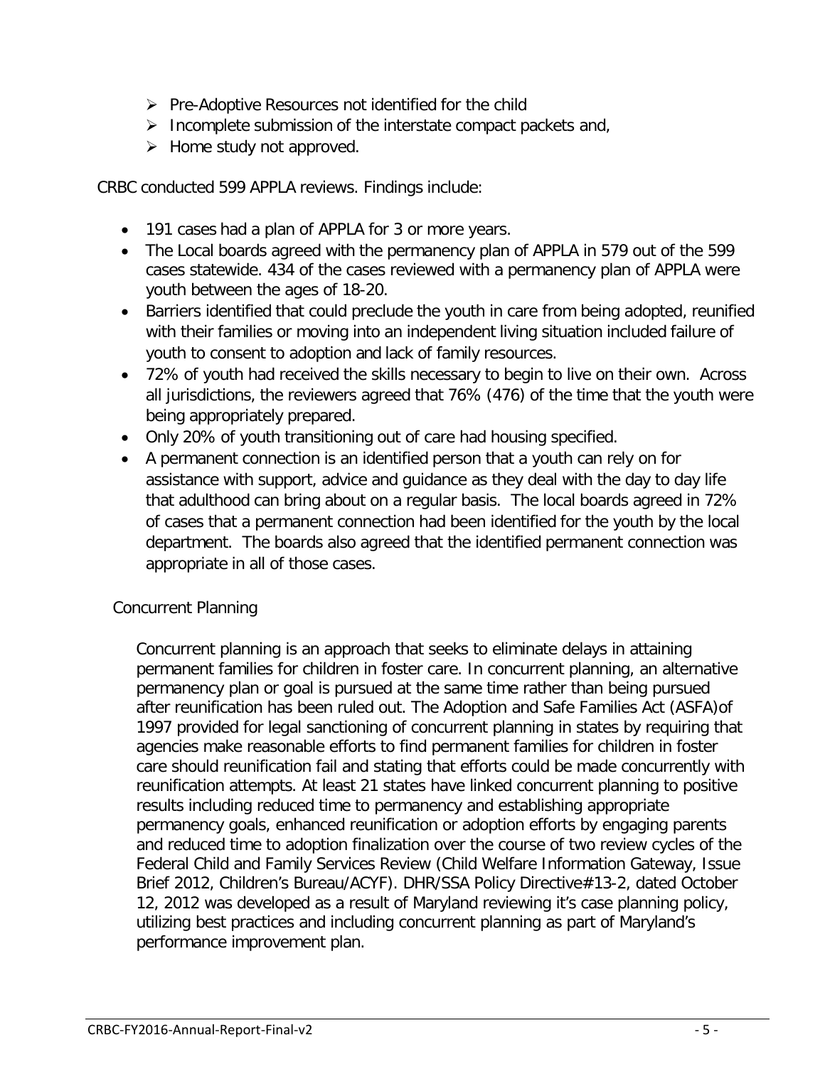- Pre-Adoptive Resources not identified for the child
- Incomplete submission of the interstate compact packets and,
- Home study not approved.

CRBC conducted 599 APPLA reviews. Findings include:

- 191 cases had a plan of APPLA for 3 or more years.
- The Local boards agreed with the permanency plan of APPLA in 579 out of the 599 cases statewide. 434 of the cases reviewed with a permanency plan of APPLA were youth between the ages of 18-20.
- Barriers identified that could preclude the youth in care from being adopted, reunified with their families or moving into an independent living situation included failure of youth to consent to adoption and lack of family resources.
- 72% of youth had received the skills necessary to begin to live on their own. Across all jurisdictions, the reviewers agreed that 76% (476) of the time that the youth were being appropriately prepared.
- Only 20% of youth transitioning out of care had housing specified.
- A permanent connection is an identified person that a youth can rely on for assistance with support, advice and guidance as they deal with the day to day life that adulthood can bring about on a regular basis. The local boards agreed in 72% of cases that a permanent connection had been identified for the youth by the local department. The boards also agreed that the identified permanent connection was appropriate in all of those cases.

## Concurrent Planning

Concurrent planning is an approach that seeks to eliminate delays in attaining permanent families for children in foster care. In concurrent planning, an alternative permanency plan or goal is pursued at the same time rather than being pursued after reunification has been ruled out. The Adoption and Safe Families Act (ASFA)of 1997 provided for legal sanctioning of concurrent planning in states by requiring that agencies make reasonable efforts to find permanent families for children in foster care should reunification fail and stating that efforts could be made concurrently with reunification attempts. At least 21 states have linked concurrent planning to positive results including reduced time to permanency and establishing appropriate permanency goals, enhanced reunification or adoption efforts by engaging parents and reduced time to adoption finalization over the course of two review cycles of the Federal Child and Family Services Review (Child Welfare Information Gateway, Issue Brief 2012, Children's Bureau/ACYF). DHR/SSA Policy Directive#13-2, dated October 12, 2012 was developed as a result of Maryland reviewing it's case planning policy, utilizing best practices and including concurrent planning as part of Maryland's performance improvement plan.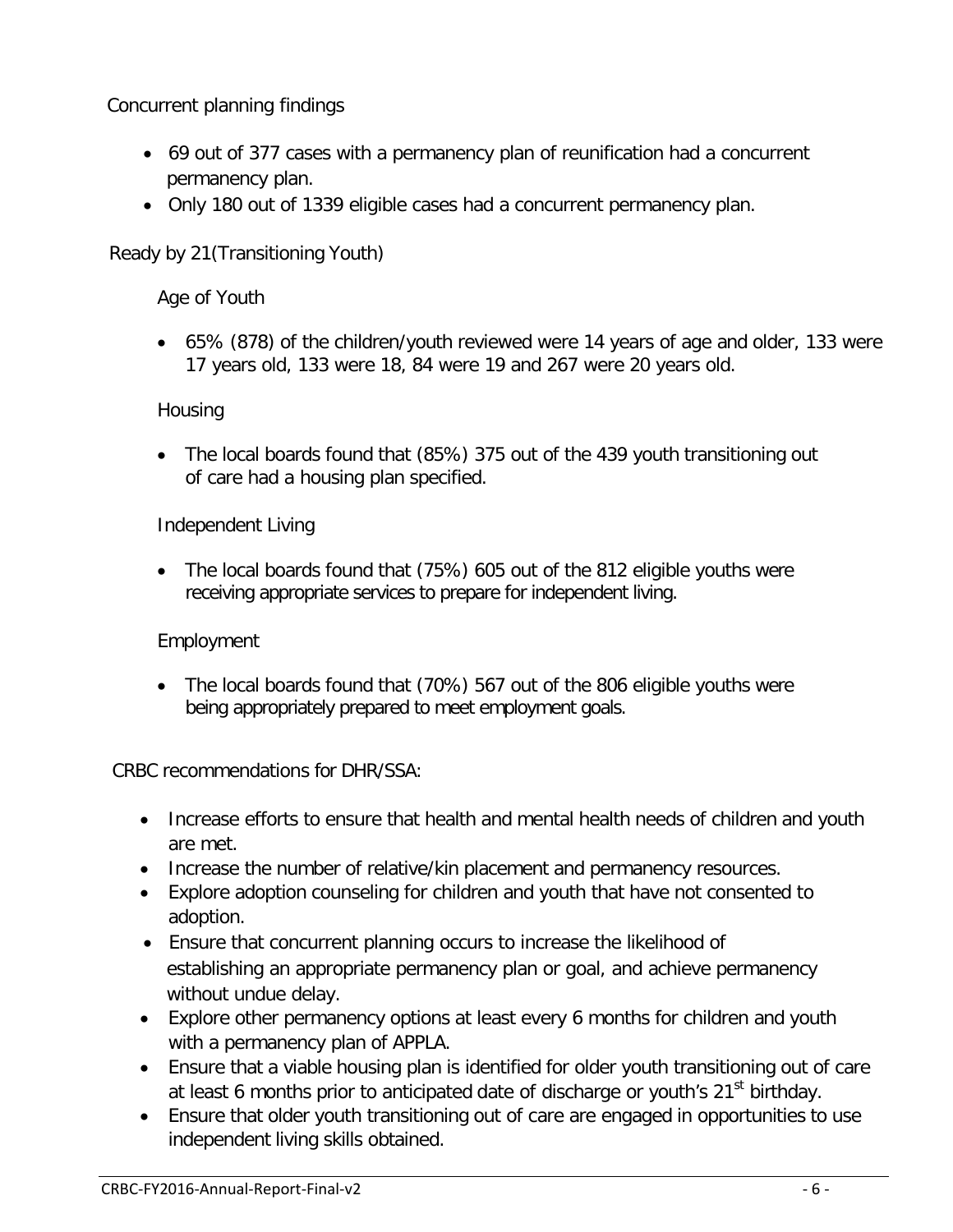Concurrent planning findings

- 69 out of 377 cases with a permanency plan of reunification had a concurrent permanency plan.
- Only 180 out of 1339 eligible cases had a concurrent permanency plan.

Ready by 21(Transitioning Youth)

Age of Youth

- 65% (878) of the children/youth reviewed were 14 years of age and older, 133 were 17 years old, 133 were 18, 84 were 19 and 267 were 20 years old.

Housing

- The local boards found that (85%) 375 out of the 439 youth transitioning out of care had a housing plan specified.

Independent Living

- The local boards found that (75%) 605 out of the 812 eligible youths were receiving appropriate services to prepare for independent living.

Employment

- The local boards found that (70%) 567 out of the 806 eligible youths were being appropriately prepared to meet employment goals.

CRBC recommendations for DHR/SSA:

- Increase efforts to ensure that health and mental health needs of children and youth are met.
- Increase the number of relative/kin placement and permanency resources.
- Explore adoption counseling for children and youth that have not consented to adoption.
- Ensure that concurrent planning occurs to increase the likelihood of establishing an appropriate permanency plan or goal, and achieve permanency without undue delay.
- Explore other permanency options at least every 6 months for children and youth with a permanency plan of APPLA.
- Ensure that a viable housing plan is identified for older youth transitioning out of care at least 6 months prior to anticipated date of discharge or youth's 21st birthday.
- Ensure that older youth transitioning out of care are engaged in opportunities to use independent living skills obtained.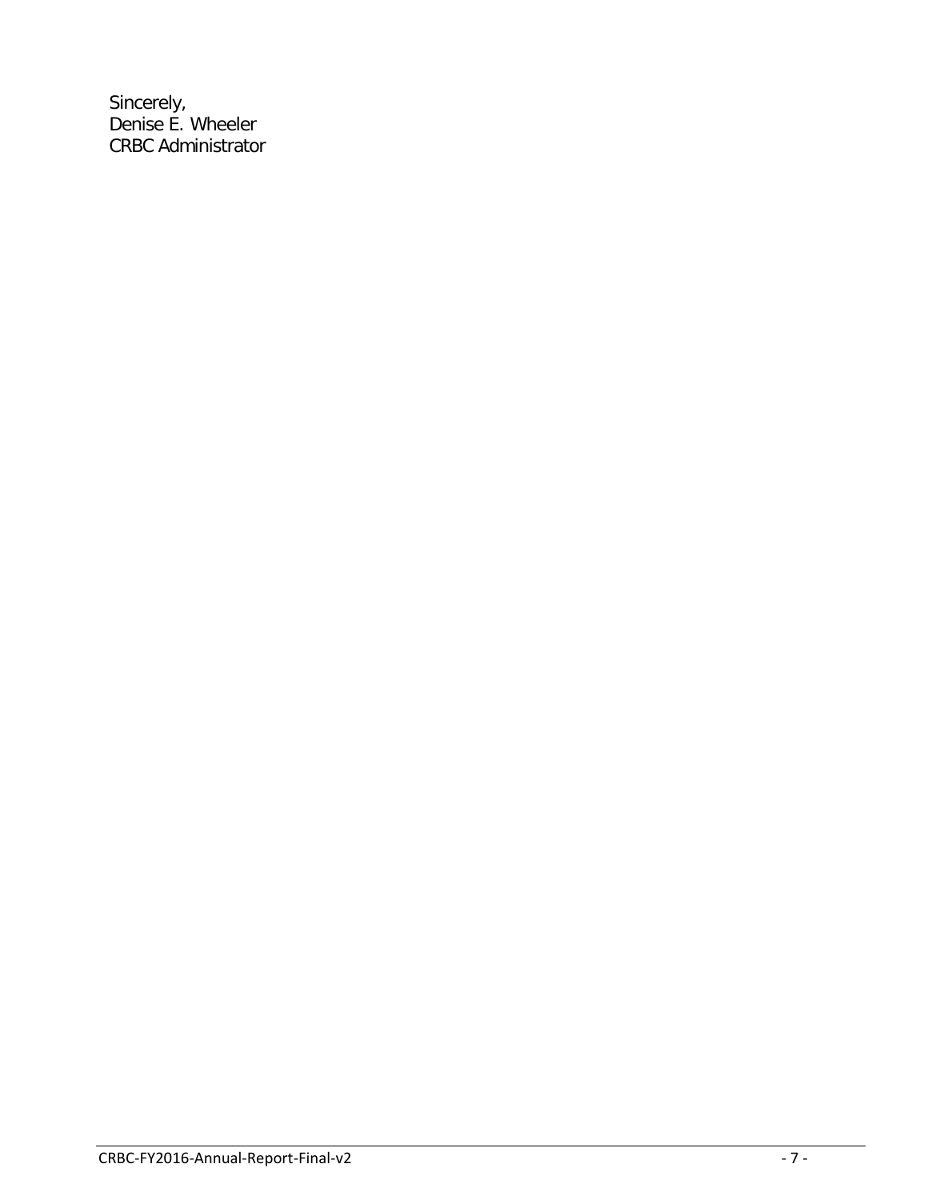Sincerely,
Denise E. Wheeler
CRBC Administrator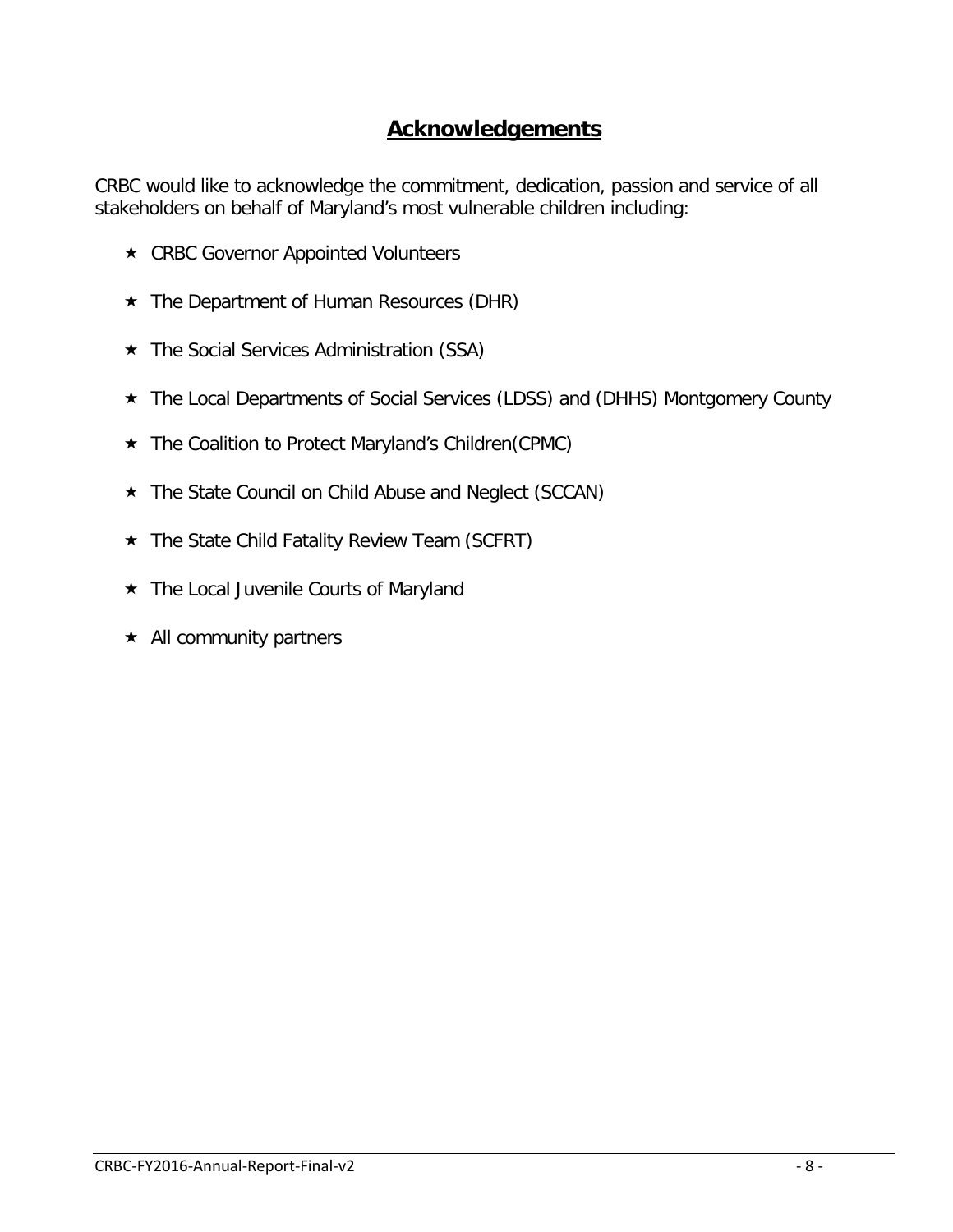# Acknowledgements

CRBC would like to acknowledge the commitment, dedication, passion and service of all stakeholders on behalf of Maryland's most vulnerable children including:

- CRBC Governor Appointed Volunteers
- The Department of Human Resources (DHR)
- The Social Services Administration (SSA)
- The Local Departments of Social Services (LDSS) and (DHHS) Montgomery County
- The Coalition to Protect Maryland's Children(CPMC)
- The State Council on Child Abuse and Neglect (SCCAN)
- The State Child Fatality Review Team (SCFRT)
- The Local Juvenile Courts of Maryland
- All community partners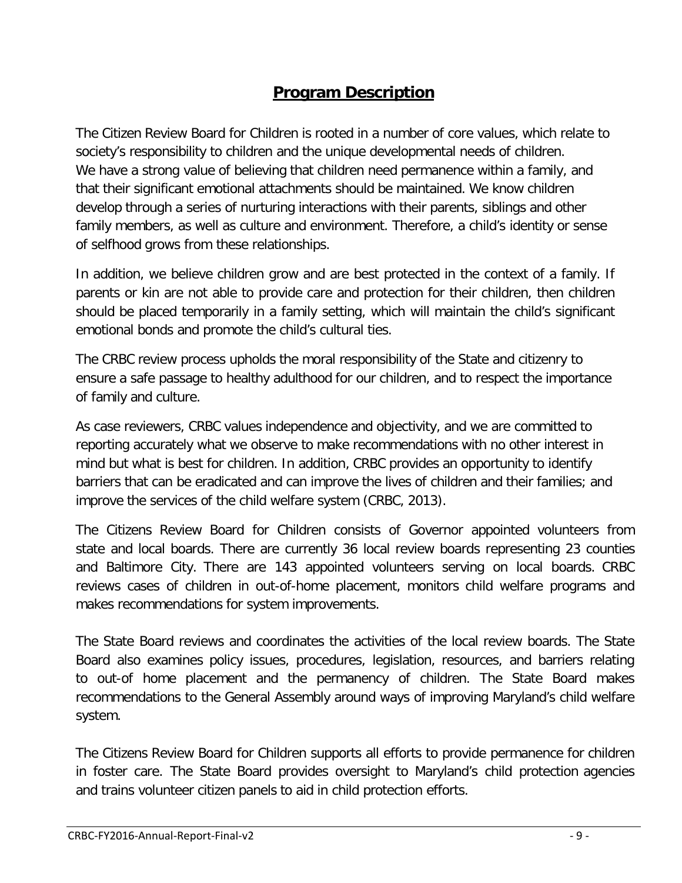## Program Description

The Citizen Review Board for Children is rooted in a number of core values, which relate to society's responsibility to children and the unique developmental needs of children. We have a strong value of believing that children need permanence within a family, and that their significant emotional attachments should be maintained. We know children develop through a series of nurturing interactions with their parents, siblings and other family members, as well as culture and environment. Therefore, a child's identity or sense of selfhood grows from these relationships.

In addition, we believe children grow and are best protected in the context of a family. If parents or kin are not able to provide care and protection for their children, then children should be placed temporarily in a family setting, which will maintain the child's significant emotional bonds and promote the child's cultural ties.

The CRBC review process upholds the moral responsibility of the State and citizenry to ensure a safe passage to healthy adulthood for our children, and to respect the importance of family and culture.

As case reviewers, CRBC values independence and objectivity, and we are committed to reporting accurately what we observe to make recommendations with no other interest in mind but what is best for children. In addition, CRBC provides an opportunity to identify barriers that can be eradicated and can improve the lives of children and their families; and improve the services of the child welfare system (CRBC, 2013).

The Citizens Review Board for Children consists of Governor appointed volunteers from state and local boards. There are currently 36 local review boards representing 23 counties and Baltimore City. There are 143 appointed volunteers serving on local boards. CRBC reviews cases of children in out-of-home placement, monitors child welfare programs and makes recommendations for system improvements.

The State Board reviews and coordinates the activities of the local review boards. The State Board also examines policy issues, procedures, legislation, resources, and barriers relating to out-of home placement and the permanency of children. The State Board makes recommendations to the General Assembly around ways of improving Maryland's child welfare system.

The Citizens Review Board for Children supports all efforts to provide permanence for children in foster care. The State Board provides oversight to Maryland's child protection agencies and trains volunteer citizen panels to aid in child protection efforts.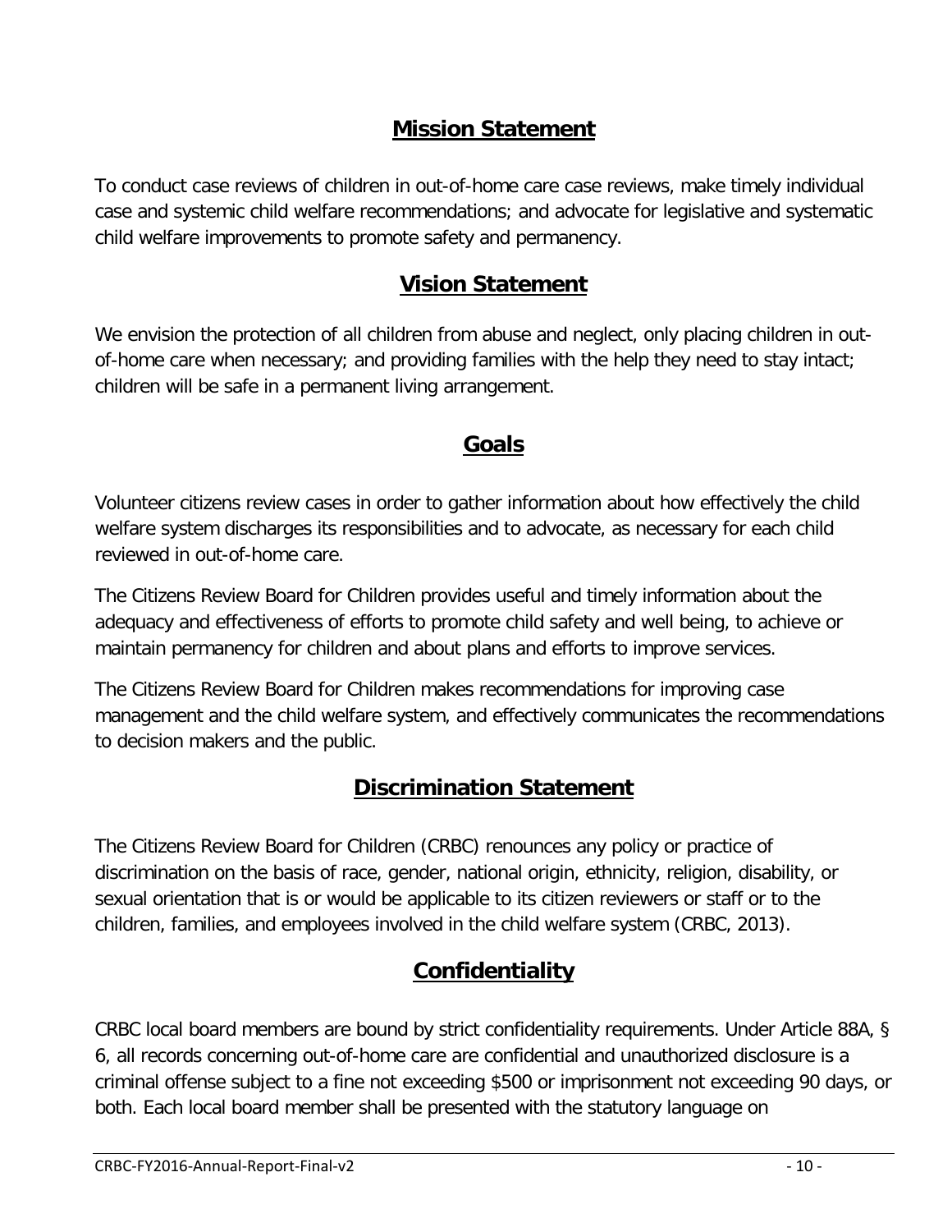## Mission Statement

To conduct case reviews of children in out-of-home care case reviews, make timely individual case and systemic child welfare recommendations; and advocate for legislative and systematic child welfare improvements to promote safety and permanency.

## Vision Statement

We envision the protection of all children from abuse and neglect, only placing children in out-of-home care when necessary; and providing families with the help they need to stay intact; children will be safe in a permanent living arrangement.

## Goals

Volunteer citizens review cases in order to gather information about how effectively the child welfare system discharges its responsibilities and to advocate, as necessary for each child reviewed in out-of-home care.

The Citizens Review Board for Children provides useful and timely information about the adequacy and effectiveness of efforts to promote child safety and well being, to achieve or maintain permanency for children and about plans and efforts to improve services.

The Citizens Review Board for Children makes recommendations for improving case management and the child welfare system, and effectively communicates the recommendations to decision makers and the public.

## Discrimination Statement

The Citizens Review Board for Children (CRBC) renounces any policy or practice of discrimination on the basis of race, gender, national origin, ethnicity, religion, disability, or sexual orientation that is or would be applicable to its citizen reviewers or staff or to the children, families, and employees involved in the child welfare system (CRBC, 2013).

## Confidentiality

CRBC local board members are bound by strict confidentiality requirements. Under Article 88A, § 6, all records concerning out-of-home care are confidential and unauthorized disclosure is a criminal offense subject to a fine not exceeding $500 or imprisonment not exceeding 90 days, or both. Each local board member shall be presented with the statutory language on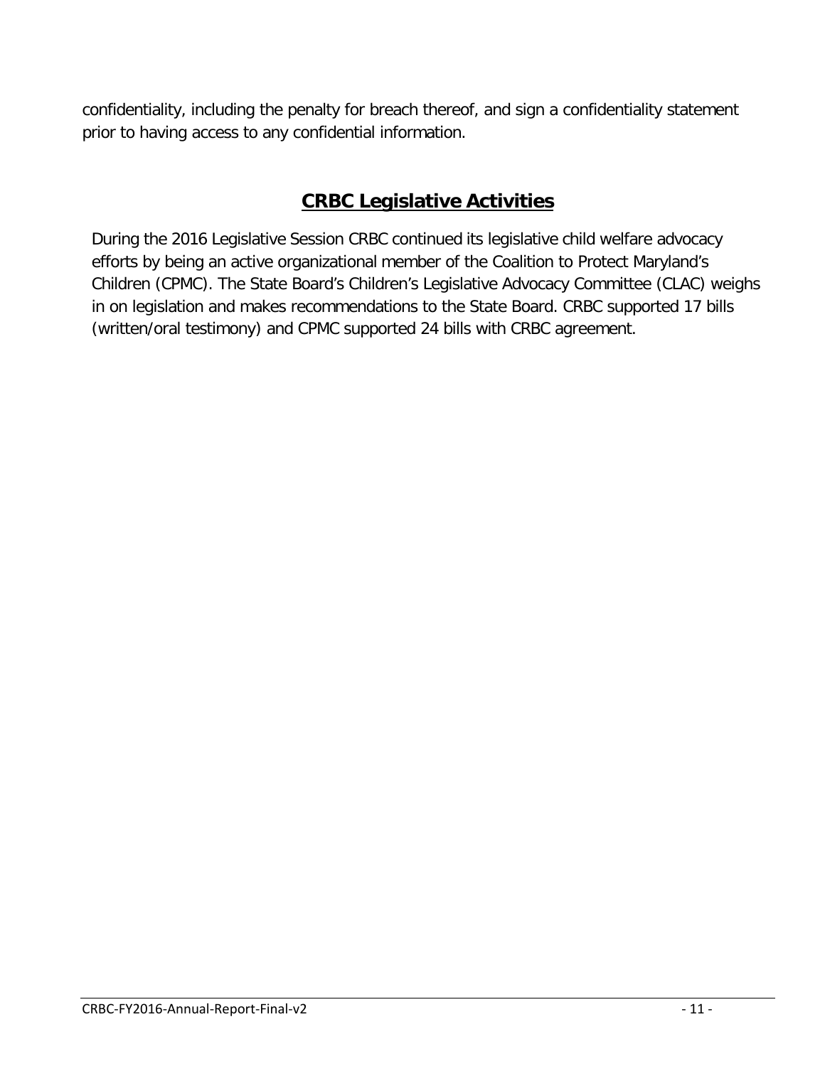confidentiality, including the penalty for breach thereof, and sign a confidentiality statement prior to having access to any confidential information.

## CRBC Legislative Activities

During the 2016 Legislative Session CRBC continued its legislative child welfare advocacy efforts by being an active organizational member of the Coalition to Protect Maryland's Children (CPMC). The State Board's Children's Legislative Advocacy Committee (CLAC) weighs in on legislation and makes recommendations to the State Board. CRBC supported 17 bills (written/oral testimony) and CPMC supported 24 bills with CRBC agreement.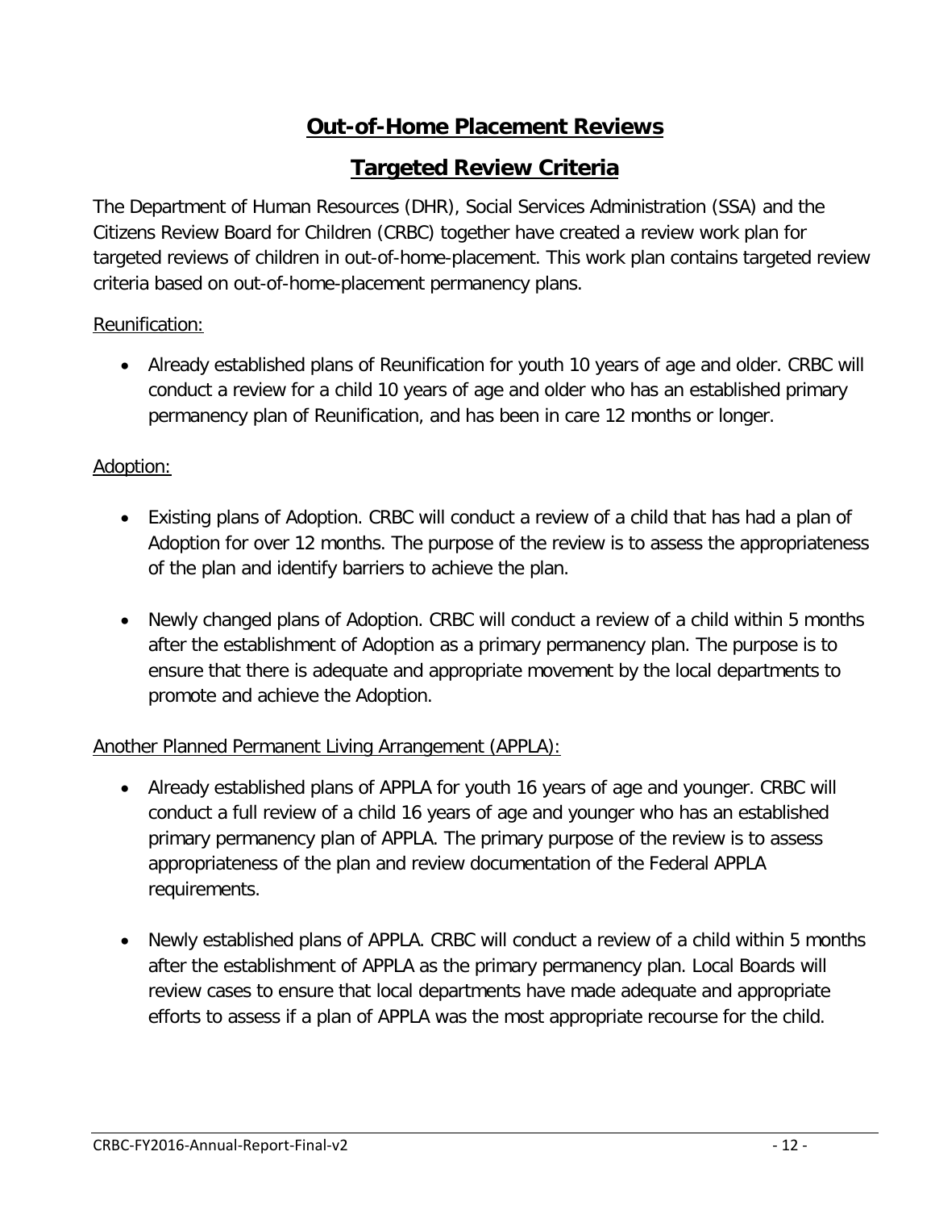## Out-of-Home Placement Reviews

## Targeted Review Criteria

The Department of Human Resources (DHR), Social Services Administration (SSA) and the Citizens Review Board for Children (CRBC) together have created a review work plan for targeted reviews of children in out-of-home-placement. This work plan contains targeted review criteria based on out-of-home-placement permanency plans.

Reunification:

- Already established plans of Reunification for youth 10 years of age and older. CRBC will conduct a review for a child 10 years of age and older who has an established primary permanency plan of Reunification, and has been in care 12 months or longer.

Adoption:

- Existing plans of Adoption. CRBC will conduct a review of a child that has had a plan of Adoption for over 12 months. The purpose of the review is to assess the appropriateness of the plan and identify barriers to achieve the plan.
- Newly changed plans of Adoption. CRBC will conduct a review of a child within 5 months after the establishment of Adoption as a primary permanency plan. The purpose is to ensure that there is adequate and appropriate movement by the local departments to promote and achieve the Adoption.

Another Planned Permanent Living Arrangement (APPLA):

- Already established plans of APPLA for youth 16 years of age and younger. CRBC will conduct a full review of a child 16 years of age and younger who has an established primary permanency plan of APPLA. The primary purpose of the review is to assess appropriateness of the plan and review documentation of the Federal APPLA requirements.
- Newly established plans of APPLA. CRBC will conduct a review of a child within 5 months after the establishment of APPLA as the primary permanency plan. Local Boards will review cases to ensure that local departments have made adequate and appropriate efforts to assess if a plan of APPLA was the most appropriate recourse for the child.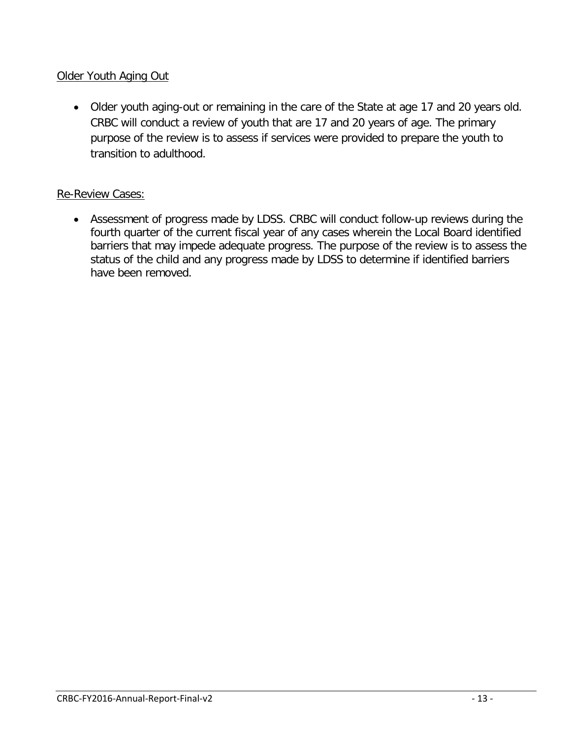Older Youth Aging Out

- Older youth aging-out or remaining in the care of the State at age 17 and 20 years old. CRBC will conduct a review of youth that are 17 and 20 years of age. The primary purpose of the review is to assess if services were provided to prepare the youth to transition to adulthood.

Re-Review Cases:

- Assessment of progress made by LDSS. CRBC will conduct follow-up reviews during the fourth quarter of the current fiscal year of any cases wherein the Local Board identified barriers that may impede adequate progress. The purpose of the review is to assess the status of the child and any progress made by LDSS to determine if identified barriers have been removed.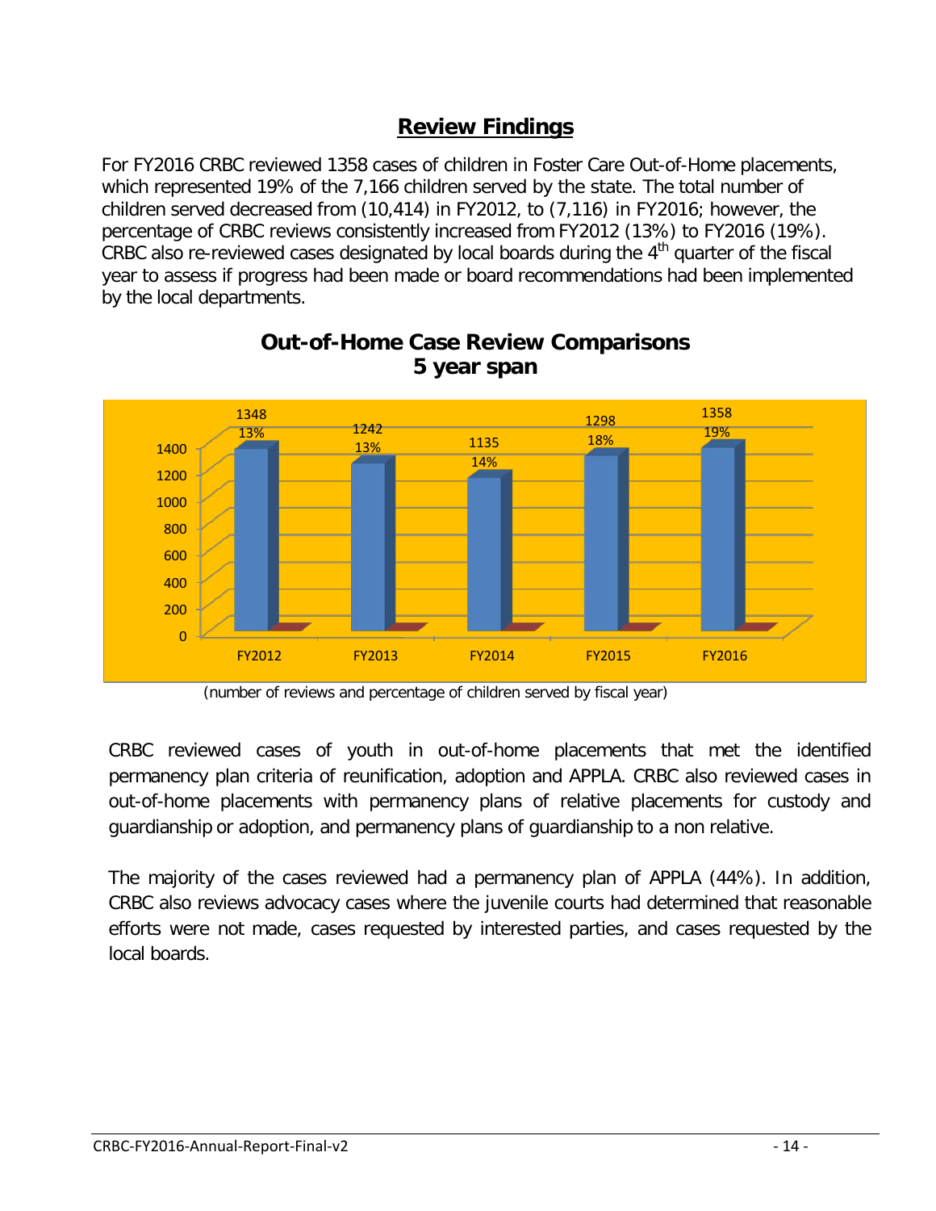## Review Findings

For FY2016 CRBC reviewed 1358 cases of children in Foster Care Out-of-Home placements, which represented 19% of the 7,166 children served by the state. The total number of children served decreased from (10,414) in FY2012, to (7,116) in FY2016; however, the percentage of CRBC reviews consistently increased from FY2012 (13%) to FY2016 (19%). CRBC also re-reviewed cases designated by local boards during the 4th quarter of the fiscal year to assess if progress had been made or board recommendations had been implemented by the local departments.

**Out-of-Home Case Review Comparisons**
**5 year span**

| | FY2012 | FY2013 | FY2014 | FY2015 | FY2016 |
|---|---|---|---|---|---|
| Number of reviews | 1348 | 1242 | 1135 | 1298 | 1358 |
| Percentage of children served | 13% | 13% | 14% | 18% | 19% |

(number of reviews and percentage of children served by fiscal year)

CRBC reviewed cases of youth in out-of-home placements that met the identified permanency plan criteria of reunification, adoption and APPLA. CRBC also reviewed cases in out-of-home placements with permanency plans of relative placements for custody and guardianship or adoption, and permanency plans of guardianship to a non relative.

The majority of the cases reviewed had a permanency plan of APPLA (44%). In addition, CRBC also reviews advocacy cases where the juvenile courts had determined that reasonable efforts were not made, cases requested by interested parties, and cases requested by the local boards.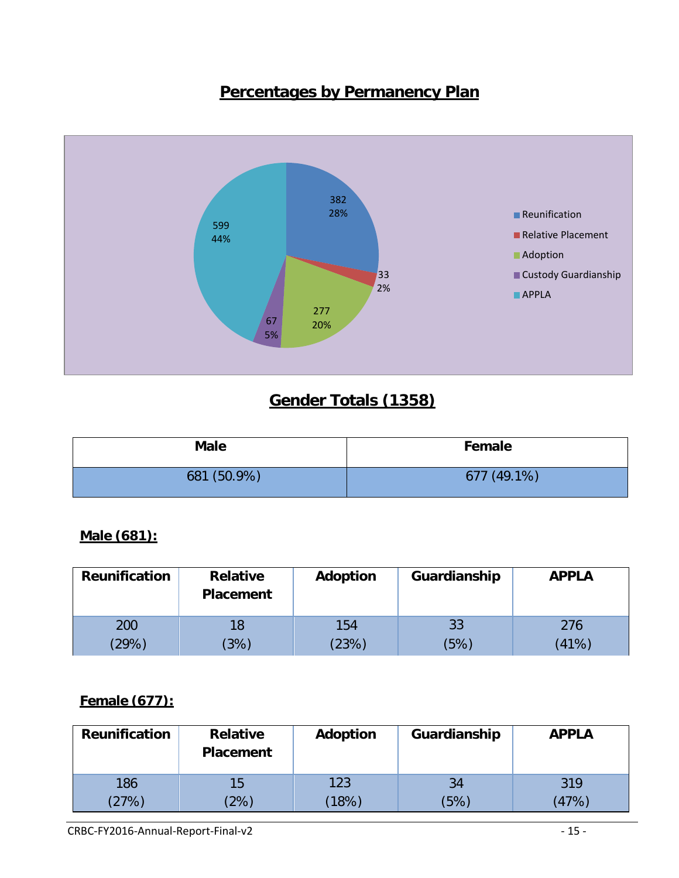## Percentages by Permanency Plan

| Permanency Plan | Count | Percentage |
| --- | --- | --- |
| Reunification | 382 | 28% |
| Relative Placement | 33 | 2% |
| Adoption | 277 | 20% |
| Custody Guardianship | 67 | 5% |
| APPLA | 599 | 44% |

## Gender Totals (1358)

| Male | Female |
| --- | --- |
| 681 (50.9%) | 677 (49.1%) |

**Male (681):**

| Reunification | Relative Placement | Adoption | Guardianship | APPLA |
| --- | --- | --- | --- | --- |
| 200 (29%) | 18 (3%) | 154 (23%) | 33 (5%) | 276 (41%) |

**Female (677):**

| Reunification | Relative Placement | Adoption | Guardianship | APPLA |
| --- | --- | --- | --- | --- |
| 186 (27%) | 15 (2%) | 123 (18%) | 34 (5%) | 319 (47%) |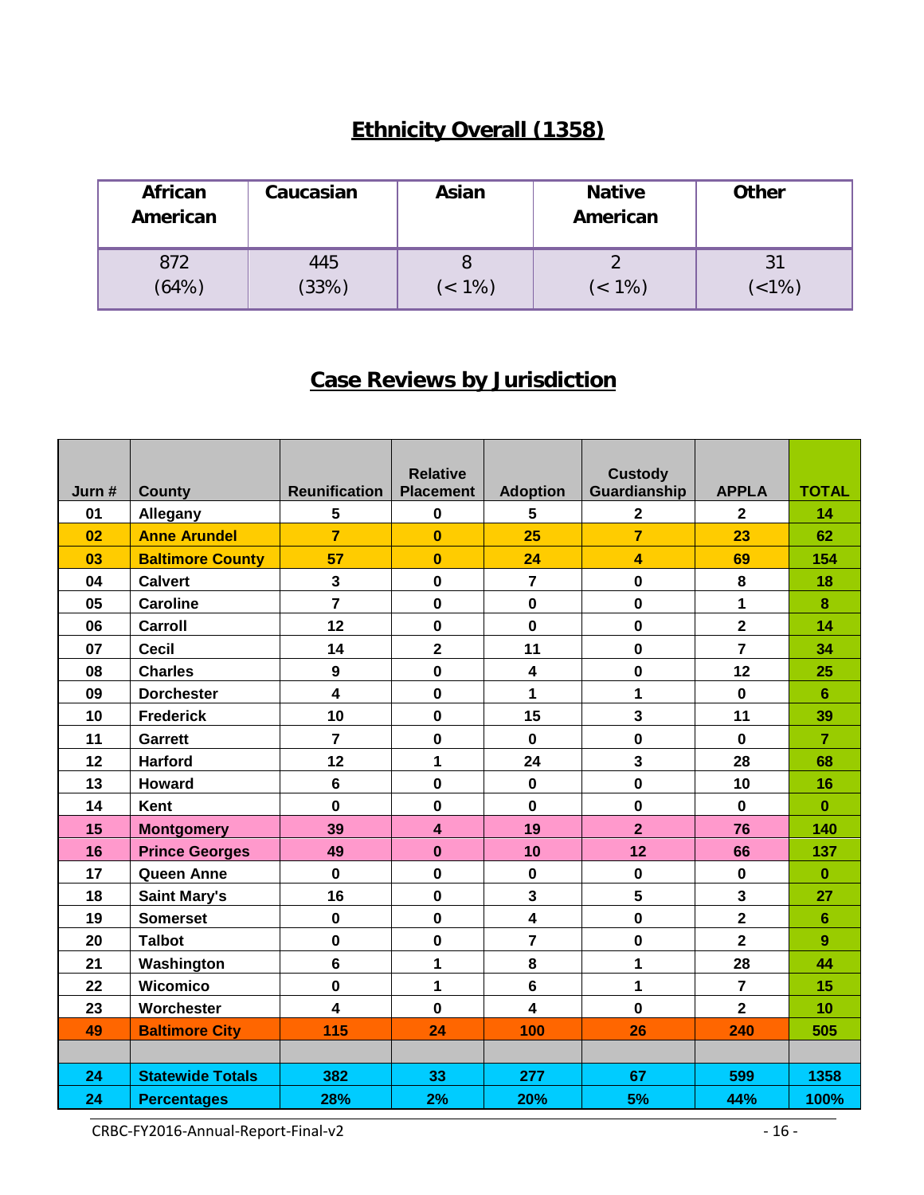## Ethnicity Overall (1358)

| African American | Caucasian | Asian | Native American | Other |
|---|---|---|---|---|
| 872 (64%) | 445 (33%) | 8 (< 1%) | 2 (< 1%) | 31 (<1%) |

## Case Reviews by Jurisdiction

| Jurn # | County | Reunification | Relative Placement | Adoption | Custody Guardianship | APPLA | TOTAL |
|---|---|---|---|---|---|---|---|
| 01 | Allegany | 5 | 0 | 5 | 2 | 2 | 14 |
| 02 | Anne Arundel | 7 | 0 | 25 | 7 | 23 | 62 |
| 03 | Baltimore County | 57 | 0 | 24 | 4 | 69 | 154 |
| 04 | Calvert | 3 | 0 | 7 | 0 | 8 | 18 |
| 05 | Caroline | 7 | 0 | 0 | 0 | 1 | 8 |
| 06 | Carroll | 12 | 0 | 0 | 0 | 2 | 14 |
| 07 | Cecil | 14 | 2 | 11 | 0 | 7 | 34 |
| 08 | Charles | 9 | 0 | 4 | 0 | 12 | 25 |
| 09 | Dorchester | 4 | 0 | 1 | 1 | 0 | 6 |
| 10 | Frederick | 10 | 0 | 15 | 3 | 11 | 39 |
| 11 | Garrett | 7 | 0 | 0 | 0 | 0 | 7 |
| 12 | Harford | 12 | 1 | 24 | 3 | 28 | 68 |
| 13 | Howard | 6 | 0 | 0 | 0 | 10 | 16 |
| 14 | Kent | 0 | 0 | 0 | 0 | 0 | 0 |
| 15 | Montgomery | 39 | 4 | 19 | 2 | 76 | 140 |
| 16 | Prince Georges | 49 | 0 | 10 | 12 | 66 | 137 |
| 17 | Queen Anne | 0 | 0 | 0 | 0 | 0 | 0 |
| 18 | Saint Mary's | 16 | 0 | 3 | 5 | 3 | 27 |
| 19 | Somerset | 0 | 0 | 4 | 0 | 2 | 6 |
| 20 | Talbot | 0 | 0 | 7 | 0 | 2 | 9 |
| 21 | Washington | 6 | 1 | 8 | 1 | 28 | 44 |
| 22 | Wicomico | 0 | 1 | 6 | 1 | 7 | 15 |
| 23 | Worchester | 4 | 0 | 4 | 0 | 2 | 10 |
| 49 | Baltimore City | 115 | 24 | 100 | 26 | 240 | 505 |
| | | | | | | | |
| 24 | Statewide Totals | 382 | 33 | 277 | 67 | 599 | 1358 |
| 24 | Percentages | 28% | 2% | 20% | 5% | 44% | 100% |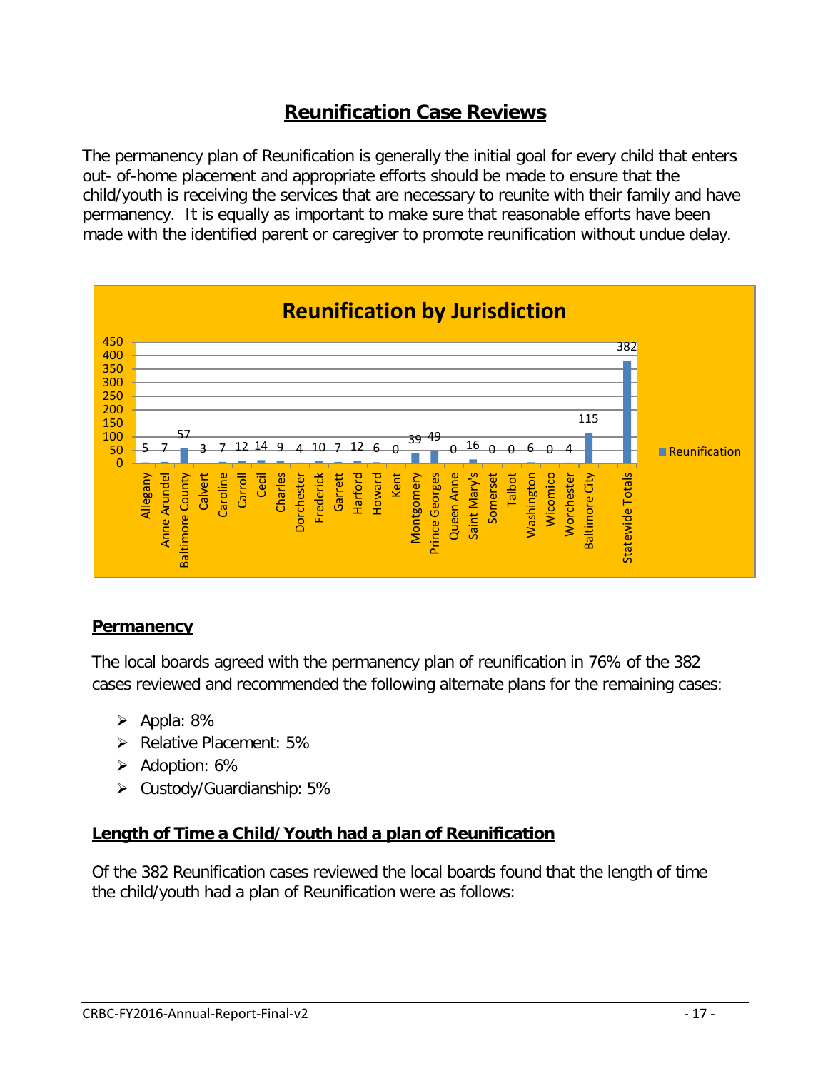# Reunification Case Reviews

The permanency plan of Reunification is generally the initial goal for every child that enters out- of-home placement and appropriate efforts should be made to ensure that the child/youth is receiving the services that are necessary to reunite with their family and have permanency. It is equally as important to make sure that reasonable efforts have been made with the identified parent or caregiver to promote reunification without undue delay.

**Reunification by Jurisdiction**

| Jurisdiction | Reunification |
|---|---|
| Allegany | 5 |
| Anne Arundel | 7 |
| Baltimore County | 57 |
| Calvert | 3 |
| Caroline | 7 |
| Carroll | 12 |
| Cecil | 14 |
| Charles | 9 |
| Dorchester | 4 |
| Frederick | 10 |
| Garrett | 7 |
| Harford | 12 |
| Howard | 6 |
| Kent | 0 |
| Montgomery | 39 |
| Prince Georges | 49 |
| Queen Anne | 0 |
| Saint Mary's | 16 |
| Somerset | 0 |
| Talbot | 0 |
| Washington | 6 |
| Wicomico | 0 |
| Worchester | 4 |
| Baltimore City | 115 |
| Statewide Totals | 382 |

## Permanency

The local boards agreed with the permanency plan of reunification in 76% of the 382 cases reviewed and recommended the following alternate plans for the remaining cases:

- Appla: 8%
- Relative Placement: 5%
- Adoption: 6%
- Custody/Guardianship: 5%

## Length of Time a Child/Youth had a plan of Reunification

Of the 382 Reunification cases reviewed the local boards found that the length of time the child/youth had a plan of Reunification were as follows: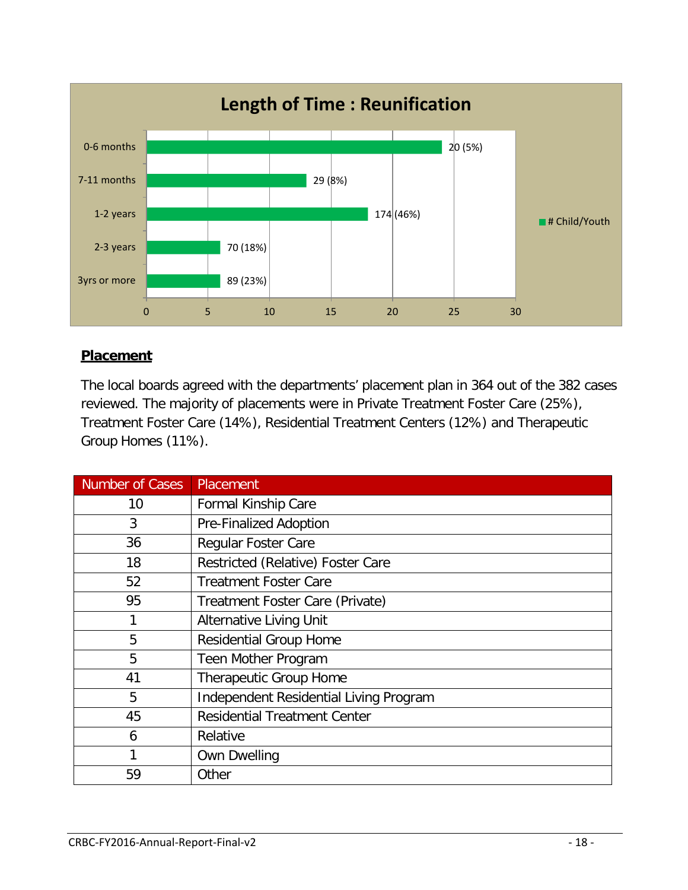## Length of Time : Reunification

| Length of Time | # Child/Youth |
|---|---|
| 0-6 months | 20 (5%) |
| 7-11 months | 29 (8%) |
| 1-2 years | 174 (46%) |
| 2-3 years | 70 (18%) |
| 3yrs or more | 89 (23%) |

## Placement

The local boards agreed with the departments' placement plan in 364 out of the 382 cases reviewed. The majority of placements were in Private Treatment Foster Care (25%), Treatment Foster Care (14%), Residential Treatment Centers (12%) and Therapeutic Group Homes (11%).

| Number of Cases | Placement |
|---|---|
| 10 | Formal Kinship Care |
| 3 | Pre-Finalized Adoption |
| 36 | Regular Foster Care |
| 18 | Restricted (Relative) Foster Care |
| 52 | Treatment Foster Care |
| 95 | Treatment Foster Care (Private) |
| 1 | Alternative Living Unit |
| 5 | Residential Group Home |
| 5 | Teen Mother Program |
| 41 | Therapeutic Group Home |
| 5 | Independent Residential Living Program |
| 45 | Residential Treatment Center |
| 6 | Relative |
| 1 | Own Dwelling |
| 59 | Other |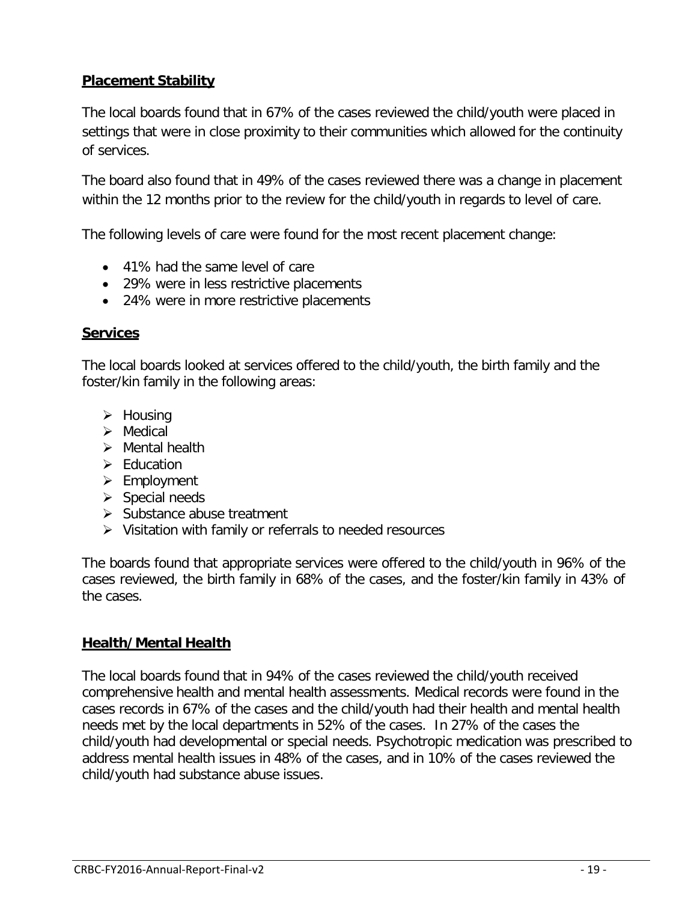## **Placement Stability**

The local boards found that in 67% of the cases reviewed the child/youth were placed in settings that were in close proximity to their communities which allowed for the continuity of services.

The board also found that in 49% of the cases reviewed there was a change in placement within the 12 months prior to the review for the child/youth in regards to level of care.

The following levels of care were found for the most recent placement change:

- 41% had the same level of care
- 29% were in less restrictive placements
- 24% were in more restrictive placements

## **Services**

The local boards looked at services offered to the child/youth, the birth family and the foster/kin family in the following areas:

- Housing
- Medical
- Mental health
- Education
- Employment
- Special needs
- Substance abuse treatment
- Visitation with family or referrals to needed resources

The boards found that appropriate services were offered to the child/youth in 96% of the cases reviewed, the birth family in 68% of the cases, and the foster/kin family in 43% of the cases.

## **Health/Mental Health**

The local boards found that in 94% of the cases reviewed the child/youth received comprehensive health and mental health assessments. Medical records were found in the cases records in 67% of the cases and the child/youth had their health and mental health needs met by the local departments in 52% of the cases. In 27% of the cases the child/youth had developmental or special needs. Psychotropic medication was prescribed to address mental health issues in 48% of the cases, and in 10% of the cases reviewed the child/youth had substance abuse issues.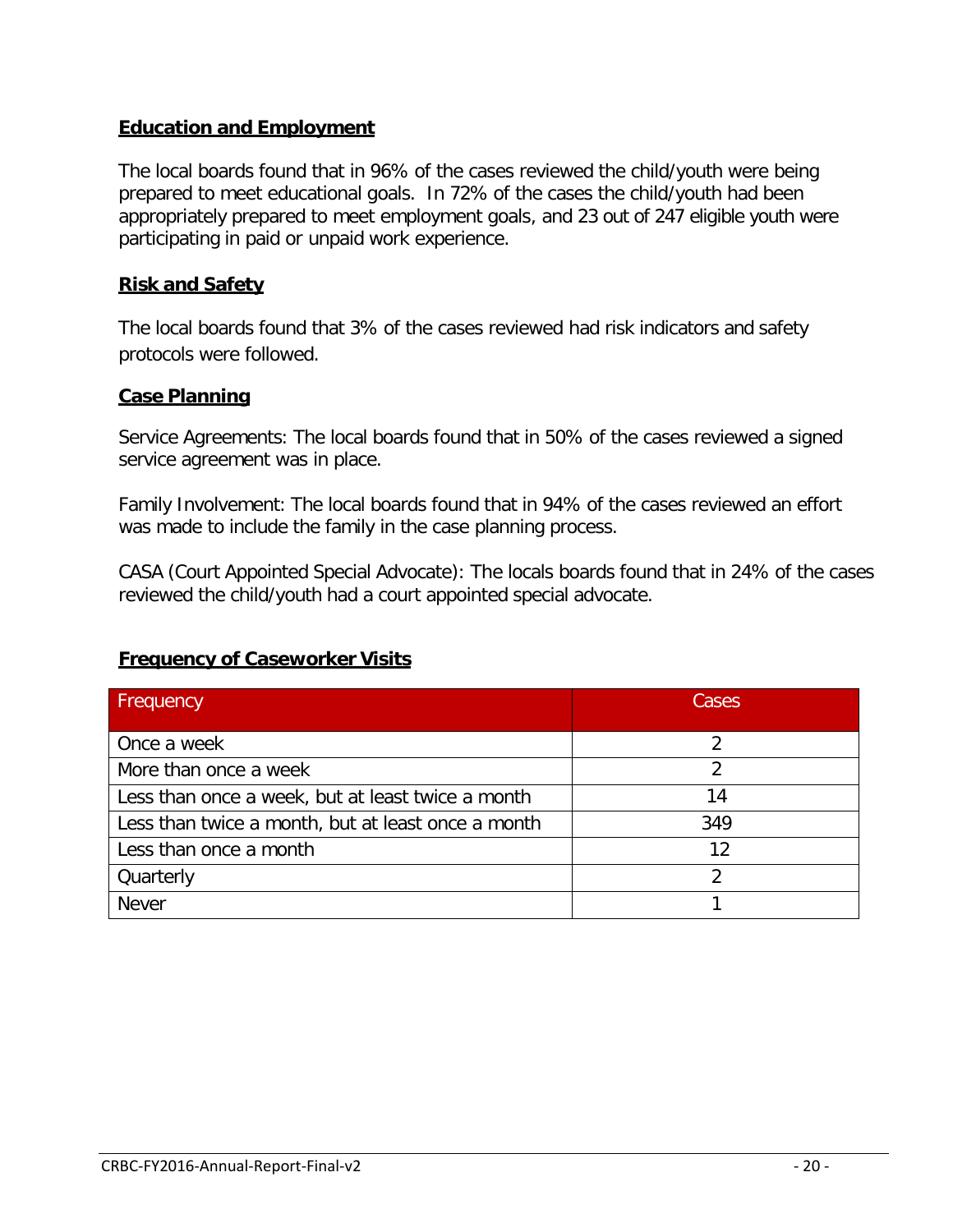## Education and Employment

The local boards found that in 96% of the cases reviewed the child/youth were being prepared to meet educational goals. In 72% of the cases the child/youth had been appropriately prepared to meet employment goals, and 23 out of 247 eligible youth were participating in paid or unpaid work experience.

## Risk and Safety

The local boards found that 3% of the cases reviewed had risk indicators and safety protocols were followed.

## Case Planning

Service Agreements: The local boards found that in 50% of the cases reviewed a signed service agreement was in place.

Family Involvement: The local boards found that in 94% of the cases reviewed an effort was made to include the family in the case planning process.

CASA (Court Appointed Special Advocate): The locals boards found that in 24% of the cases reviewed the child/youth had a court appointed special advocate.

## Frequency of Caseworker Visits

| Frequency | Cases |
|---|---|
| Once a week | 2 |
| More than once a week | 2 |
| Less than once a week, but at least twice a month | 14 |
| Less than twice a month, but at least once a month | 349 |
| Less than once a month | 12 |
| Quarterly | 2 |
| Never | 1 |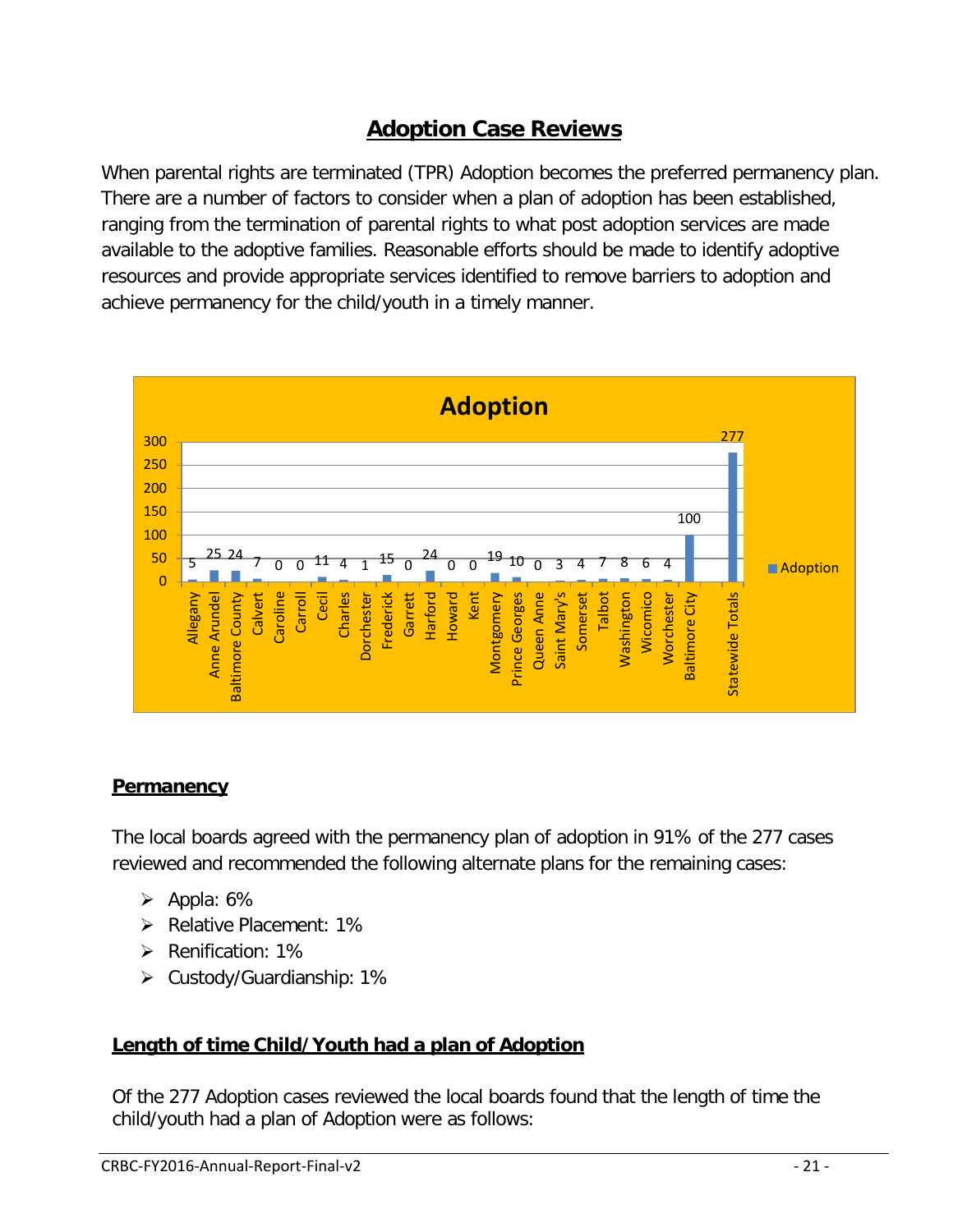# Adoption Case Reviews

When parental rights are terminated (TPR) Adoption becomes the preferred permanency plan. There are a number of factors to consider when a plan of adoption has been established, ranging from the termination of parental rights to what post adoption services are made available to the adoptive families. Reasonable efforts should be made to identify adoptive resources and provide appropriate services identified to remove barriers to adoption and achieve permanency for the child/youth in a timely manner.

**Adoption**

| Jurisdiction | Adoption |
|---|---|
| Allegany | 5 |
| Anne Arundel | 25 |
| Baltimore County | 24 |
| Calvert | 7 |
| Caroline | 0 |
| Carroll | 0 |
| Cecil | 11 |
| Charles | 4 |
| Dorchester | 1 |
| Frederick | 15 |
| Garrett | 0 |
| Harford | 24 |
| Howard | 0 |
| Kent | 0 |
| Montgomery | 19 |
| Prince Georges | 10 |
| Queen Anne | 0 |
| Saint Mary's | 3 |
| Somerset | 4 |
| Talbot | 7 |
| Washington | 8 |
| Wicomico | 6 |
| Worchester | 4 |
| Baltimore City | 100 |
| Statewide Totals | 277 |

## Permanency

The local boards agreed with the permanency plan of adoption in 91% of the 277 cases reviewed and recommended the following alternate plans for the remaining cases:

- Appla: 6%
- Relative Placement: 1%
- Renification: 1%
- Custody/Guardianship: 1%

## Length of time Child/Youth had a plan of Adoption

Of the 277 Adoption cases reviewed the local boards found that the length of time the child/youth had a plan of Adoption were as follows: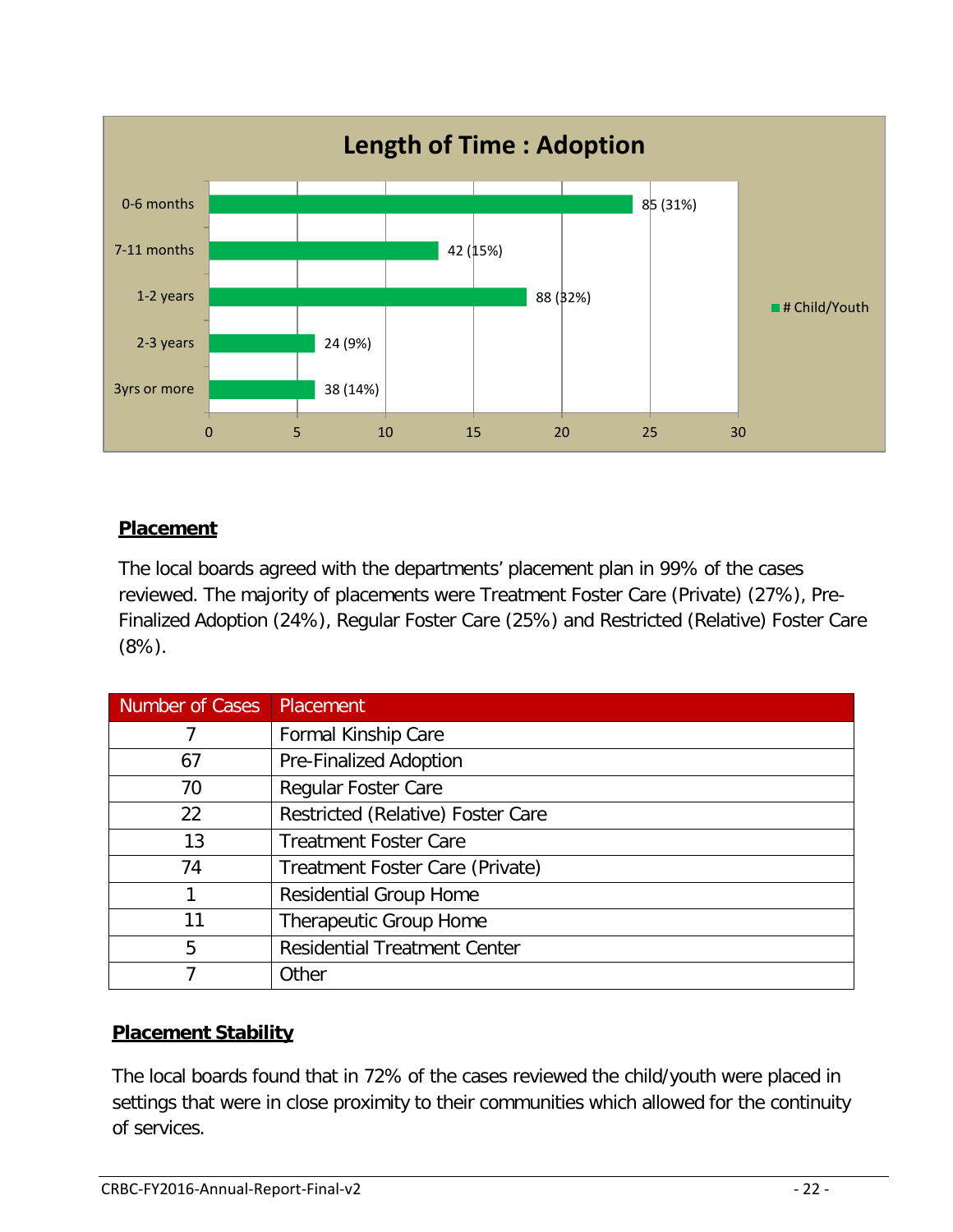## Length of Time : Adoption

| Length of Time | # Child/Youth |
|---|---|
| 0-6 months | 85 (31%) |
| 7-11 months | 42 (15%) |
| 1-2 years | 88 (32%) |
| 2-3 years | 24 (9%) |
| 3yrs or more | 38 (14%) |

## Placement

The local boards agreed with the departments' placement plan in 99% of the cases reviewed. The majority of placements were Treatment Foster Care (Private) (27%), Pre-Finalized Adoption (24%), Regular Foster Care (25%) and Restricted (Relative) Foster Care (8%).

| Number of Cases | Placement |
|---|---|
| 7 | Formal Kinship Care |
| 67 | Pre-Finalized Adoption |
| 70 | Regular Foster Care |
| 22 | Restricted (Relative) Foster Care |
| 13 | Treatment Foster Care |
| 74 | Treatment Foster Care (Private) |
| 1 | Residential Group Home |
| 11 | Therapeutic Group Home |
| 5 | Residential Treatment Center |
| 7 | Other |

## Placement Stability

The local boards found that in 72% of the cases reviewed the child/youth were placed in settings that were in close proximity to their communities which allowed for the continuity of services.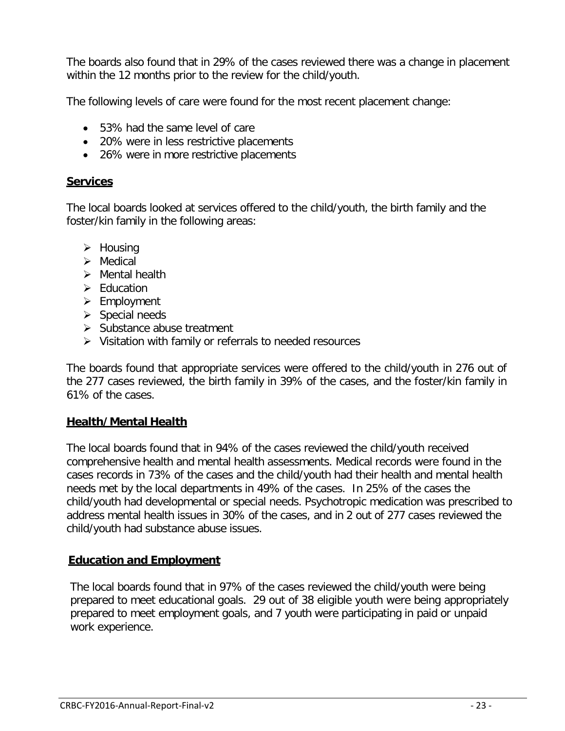The boards also found that in 29% of the cases reviewed there was a change in placement within the 12 months prior to the review for the child/youth.

The following levels of care were found for the most recent placement change:

- 53% had the same level of care
- 20% were in less restrictive placements
- 26% were in more restrictive placements

## Services

The local boards looked at services offered to the child/youth, the birth family and the foster/kin family in the following areas:

- Housing
- Medical
- Mental health
- Education
- Employment
- Special needs
- Substance abuse treatment
- Visitation with family or referrals to needed resources

The boards found that appropriate services were offered to the child/youth in 276 out of the 277 cases reviewed, the birth family in 39% of the cases, and the foster/kin family in 61% of the cases.

## Health/Mental Health

The local boards found that in 94% of the cases reviewed the child/youth received comprehensive health and mental health assessments. Medical records were found in the cases records in 73% of the cases and the child/youth had their health and mental health needs met by the local departments in 49% of the cases. In 25% of the cases the child/youth had developmental or special needs. Psychotropic medication was prescribed to address mental health issues in 30% of the cases, and in 2 out of 277 cases reviewed the child/youth had substance abuse issues.

## Education and Employment

The local boards found that in 97% of the cases reviewed the child/youth were being prepared to meet educational goals. 29 out of 38 eligible youth were being appropriately prepared to meet employment goals, and 7 youth were participating in paid or unpaid work experience.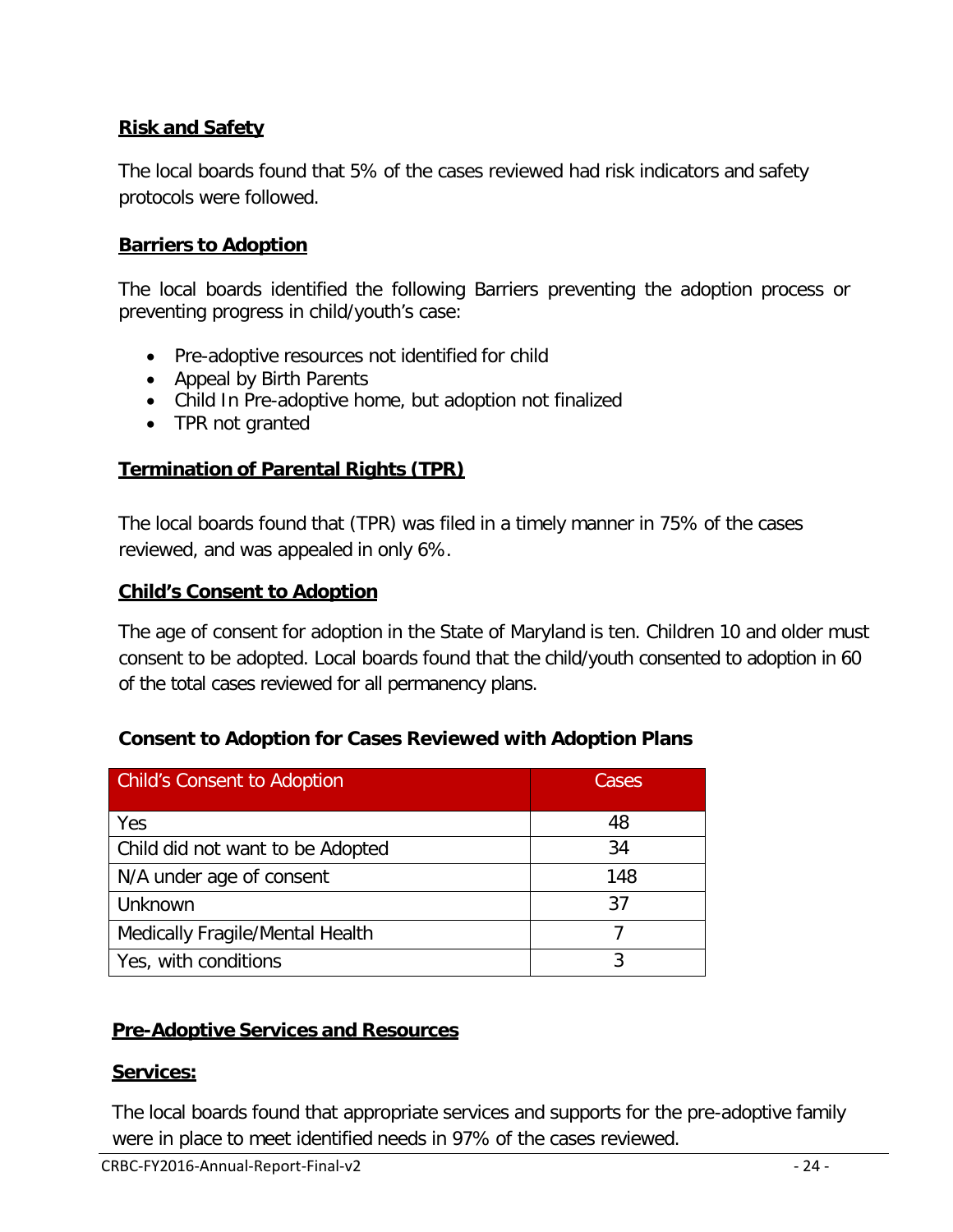## Risk and Safety

The local boards found that 5% of the cases reviewed had risk indicators and safety protocols were followed.

## Barriers to Adoption

The local boards identified the following Barriers preventing the adoption process or preventing progress in child/youth's case:

- Pre-adoptive resources not identified for child
- Appeal by Birth Parents
- Child In Pre-adoptive home, but adoption not finalized
- TPR not granted

## Termination of Parental Rights (TPR)

The local boards found that (TPR) was filed in a timely manner in 75% of the cases reviewed, and was appealed in only 6%.

## Child's Consent to Adoption

The age of consent for adoption in the State of Maryland is ten. Children 10 and older must consent to be adopted. Local boards found that the child/youth consented to adoption in 60 of the total cases reviewed for all permanency plans.

**Consent to Adoption for Cases Reviewed with Adoption Plans**

| Child's Consent to Adoption | Cases |
|---|---|
| Yes | 48 |
| Child did not want to be Adopted | 34 |
| N/A under age of consent | 148 |
| Unknown | 37 |
| Medically Fragile/Mental Health | 7 |
| Yes, with conditions | 3 |

## Pre-Adoptive Services and Resources

### Services:

The local boards found that appropriate services and supports for the pre-adoptive family were in place to meet identified needs in 97% of the cases reviewed.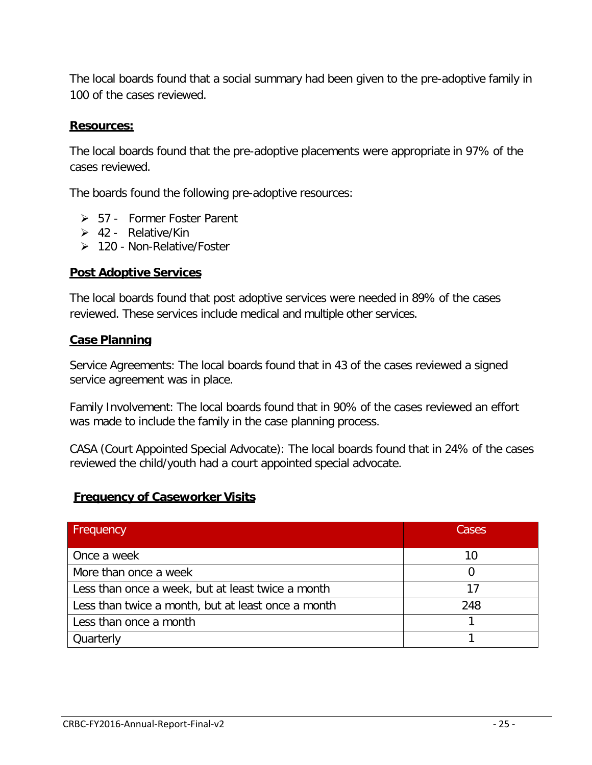The local boards found that a social summary had been given to the pre-adoptive family in 100 of the cases reviewed.

### Resources:

The local boards found that the pre-adoptive placements were appropriate in 97% of the cases reviewed.

The boards found the following pre-adoptive resources:

- 57 - Former Foster Parent
- 42 - Relative/Kin
- 120 - Non-Relative/Foster

### Post Adoptive Services

The local boards found that post adoptive services were needed in 89% of the cases reviewed. These services include medical and multiple other services.

### Case Planning

Service Agreements: The local boards found that in 43 of the cases reviewed a signed service agreement was in place.

Family Involvement: The local boards found that in 90% of the cases reviewed an effort was made to include the family in the case planning process.

CASA (Court Appointed Special Advocate): The local boards found that in 24% of the cases reviewed the child/youth had a court appointed special advocate.

### Frequency of Caseworker Visits

| Frequency | Cases |
|---|---|
| Once a week | 10 |
| More than once a week | 0 |
| Less than once a week, but at least twice a month | 17 |
| Less than twice a month, but at least once a month | 248 |
| Less than once a month | 1 |
| Quarterly | 1 |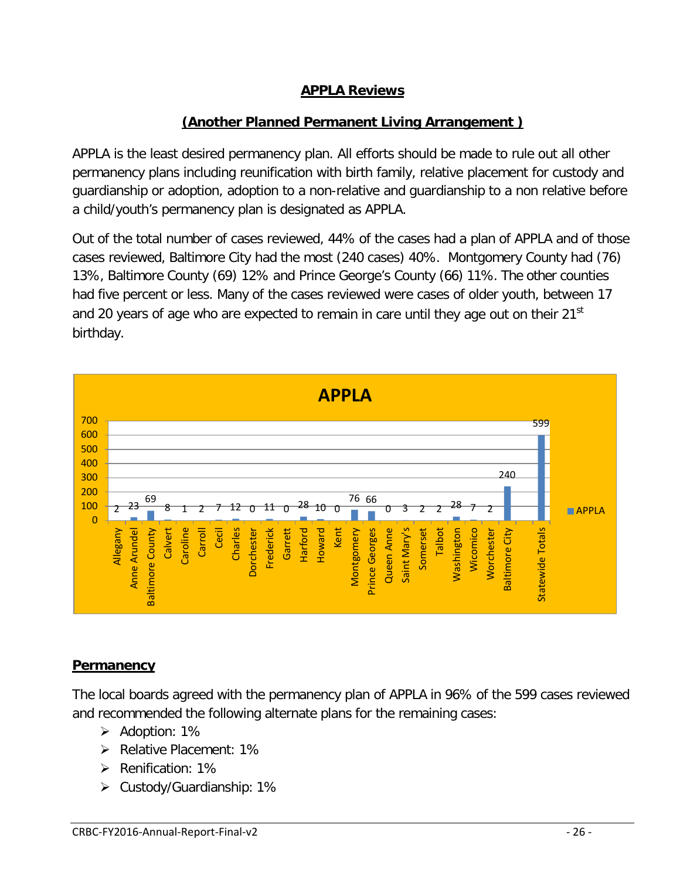## APPLA Reviews

## (Another Planned Permanent Living Arrangement )

APPLA is the least desired permanency plan. All efforts should be made to rule out all other permanency plans including reunification with birth family, relative placement for custody and guardianship or adoption, adoption to a non-relative and guardianship to a non relative before a child/youth's permanency plan is designated as APPLA.

Out of the total number of cases reviewed, 44% of the cases had a plan of APPLA and of those cases reviewed, Baltimore City had the most (240 cases) 40%. Montgomery County had (76) 13%, Baltimore County (69) 12% and Prince George's County (66) 11%. The other counties had five percent or less. Many of the cases reviewed were cases of older youth, between 17 and 20 years of age who are expected to remain in care until they age out on their 21st birthday.

**APPLA**

| Jurisdiction | APPLA |
|---|---|
| Allegany | 2 |
| Anne Arundel | 23 |
| Baltimore County | 69 |
| Calvert | 8 |
| Caroline | 1 |
| Carroll | 2 |
| Cecil | 7 |
| Charles | 12 |
| Dorchester | 0 |
| Frederick | 11 |
| Garrett | 0 |
| Harford | 28 |
| Howard | 10 |
| Kent | 0 |
| Montgomery | 76 |
| Prince Georges | 66 |
| Queen Anne | 0 |
| Saint Mary's | 3 |
| Somerset | 2 |
| Talbot | 2 |
| Washington | 28 |
| Wicomico | 7 |
| Worchester | 2 |
| Baltimore City | 240 |
| Statewide Totals | 599 |

## Permanency

The local boards agreed with the permanency plan of APPLA in 96% of the 599 cases reviewed and recommended the following alternate plans for the remaining cases:

- Adoption: 1%
- Relative Placement: 1%
- Renification: 1%
- Custody/Guardianship: 1%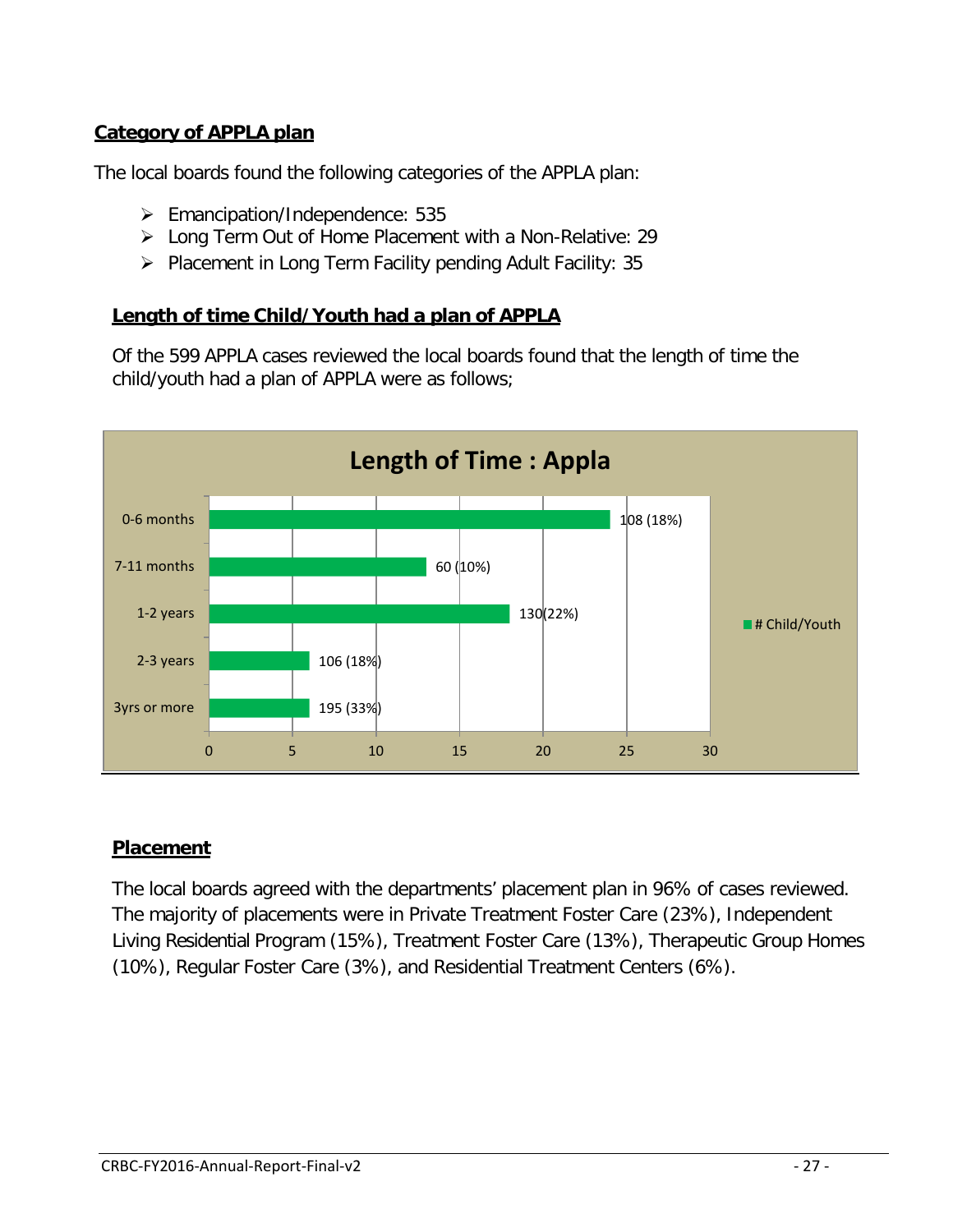## Category of APPLA plan

The local boards found the following categories of the APPLA plan:

- Emancipation/Independence: 535
- Long Term Out of Home Placement with a Non-Relative: 29
- Placement in Long Term Facility pending Adult Facility: 35

## Length of time Child/Youth had a plan of APPLA

Of the 599 APPLA cases reviewed the local boards found that the length of time the child/youth had a plan of APPLA were as follows;

**Length of Time : Appla**

| Length of Time | # Child/Youth |
| --- | --- |
| 0-6 months | 108 (18%) |
| 7-11 months | 60 (10%) |
| 1-2 years | 130(22%) |
| 2-3 years | 106 (18%) |
| 3yrs or more | 195 (33%) |

## Placement

The local boards agreed with the departments' placement plan in 96% of cases reviewed. The majority of placements were in Private Treatment Foster Care (23%), Independent Living Residential Program (15%), Treatment Foster Care (13%), Therapeutic Group Homes (10%), Regular Foster Care (3%), and Residential Treatment Centers (6%).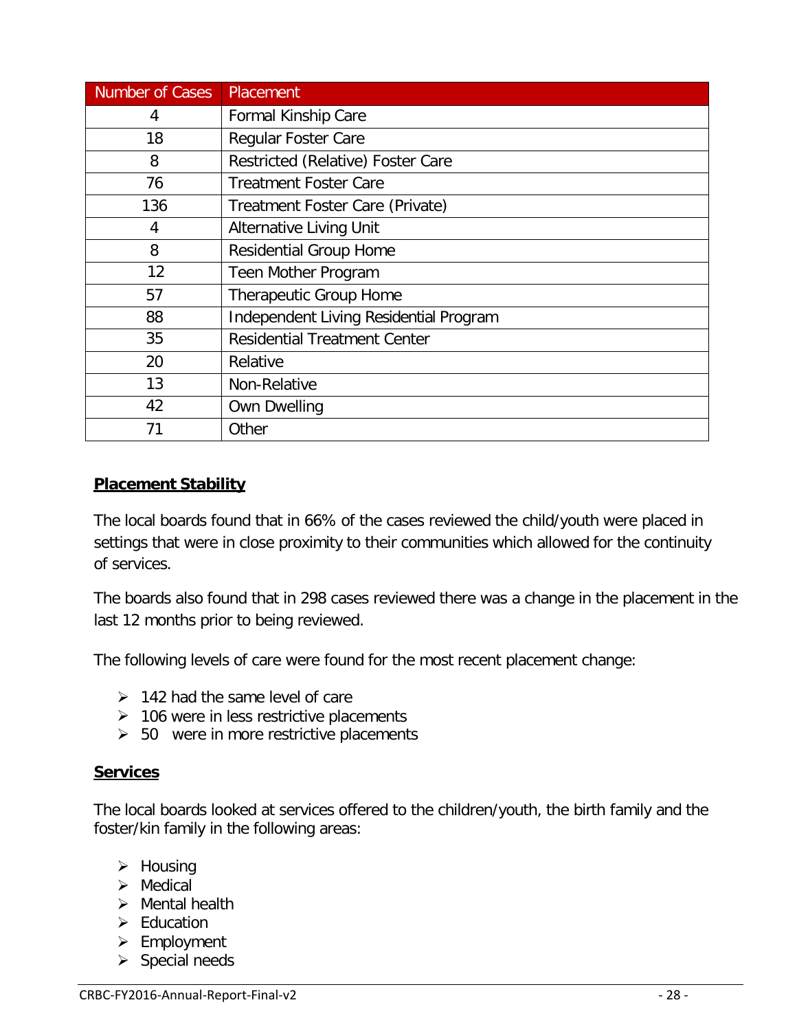| Number of Cases | Placement |
|---|---|
| 4 | Formal Kinship Care |
| 18 | Regular Foster Care |
| 8 | Restricted (Relative) Foster Care |
| 76 | Treatment Foster Care |
| 136 | Treatment Foster Care (Private) |
| 4 | Alternative Living Unit |
| 8 | Residential Group Home |
| 12 | Teen Mother Program |
| 57 | Therapeutic Group Home |
| 88 | Independent Living Residential Program |
| 35 | Residential Treatment Center |
| 20 | Relative |
| 13 | Non-Relative |
| 42 | Own Dwelling |
| 71 | Other |

## Placement Stability

The local boards found that in 66% of the cases reviewed the child/youth were placed in settings that were in close proximity to their communities which allowed for the continuity of services.

The boards also found that in 298 cases reviewed there was a change in the placement in the last 12 months prior to being reviewed.

The following levels of care were found for the most recent placement change:

- 142 had the same level of care
- 106 were in less restrictive placements
- 50 were in more restrictive placements

## Services

The local boards looked at services offered to the children/youth, the birth family and the foster/kin family in the following areas:

- Housing
- Medical
- Mental health
- Education
- Employment
- Special needs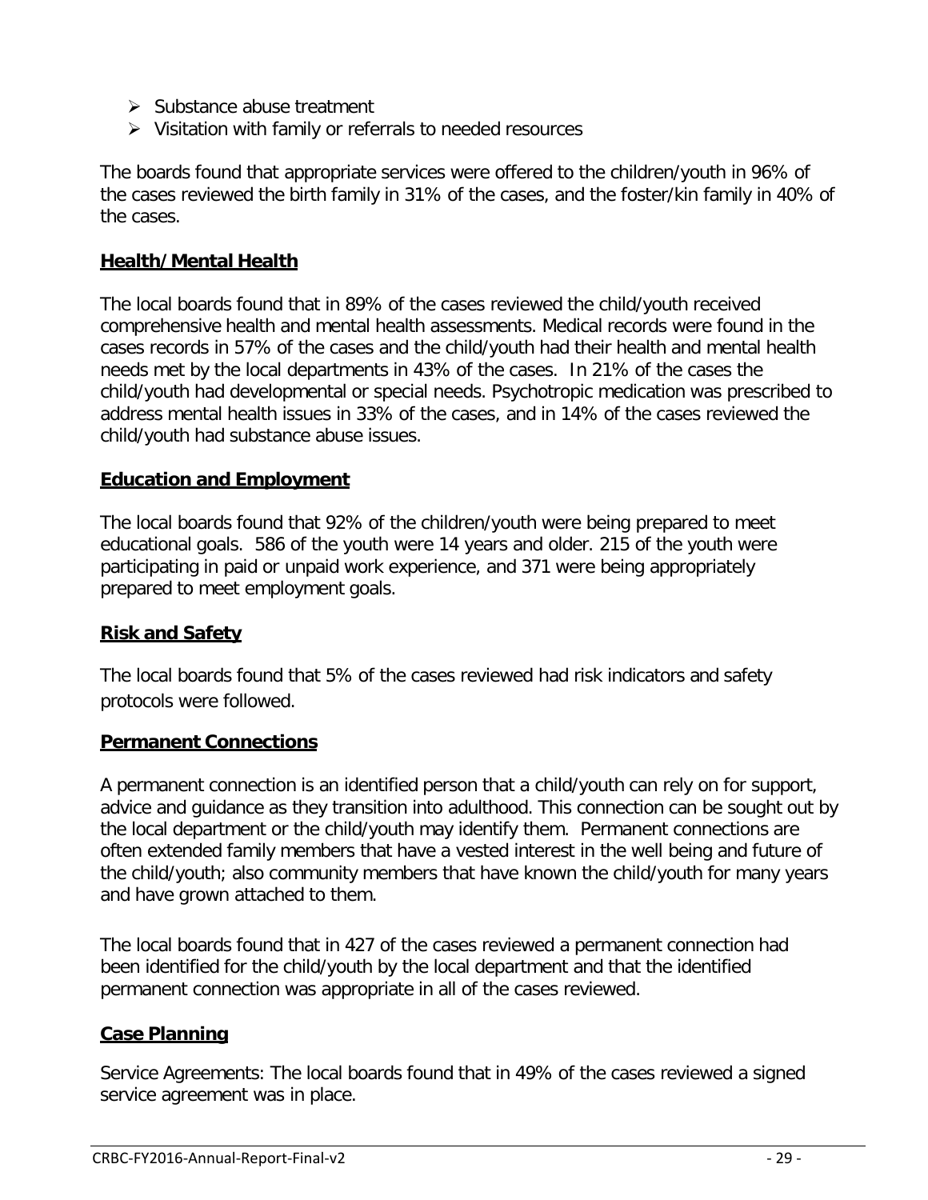- Substance abuse treatment
- Visitation with family or referrals to needed resources

The boards found that appropriate services were offered to the children/youth in 96% of the cases reviewed the birth family in 31% of the cases, and the foster/kin family in 40% of the cases.

## **Health/Mental Health**

The local boards found that in 89% of the cases reviewed the child/youth received comprehensive health and mental health assessments. Medical records were found in the cases records in 57% of the cases and the child/youth had their health and mental health needs met by the local departments in 43% of the cases. In 21% of the cases the child/youth had developmental or special needs. Psychotropic medication was prescribed to address mental health issues in 33% of the cases, and in 14% of the cases reviewed the child/youth had substance abuse issues.

## **Education and Employment**

The local boards found that 92% of the children/youth were being prepared to meet educational goals. 586 of the youth were 14 years and older. 215 of the youth were participating in paid or unpaid work experience, and 371 were being appropriately prepared to meet employment goals.

## **Risk and Safety**

The local boards found that 5% of the cases reviewed had risk indicators and safety protocols were followed.

## **Permanent Connections**

A permanent connection is an identified person that a child/youth can rely on for support, advice and guidance as they transition into adulthood. This connection can be sought out by the local department or the child/youth may identify them. Permanent connections are often extended family members that have a vested interest in the well being and future of the child/youth; also community members that have known the child/youth for many years and have grown attached to them.

The local boards found that in 427 of the cases reviewed a permanent connection had been identified for the child/youth by the local department and that the identified permanent connection was appropriate in all of the cases reviewed.

## **Case Planning**

Service Agreements: The local boards found that in 49% of the cases reviewed a signed service agreement was in place.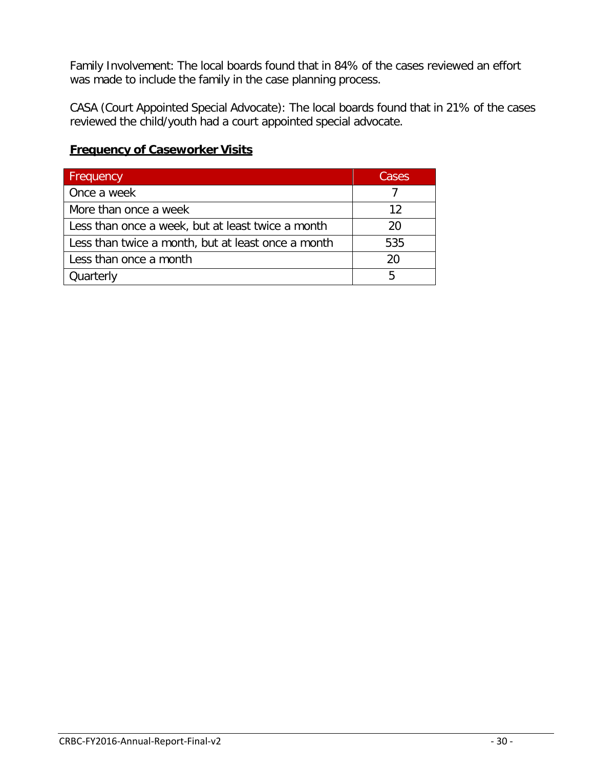Family Involvement: The local boards found that in 84% of the cases reviewed an effort was made to include the family in the case planning process.

CASA (Court Appointed Special Advocate): The local boards found that in 21% of the cases reviewed the child/youth had a court appointed special advocate.

**Frequency of Caseworker Visits**

| Frequency | Cases |
|---|---|
| Once a week | 7 |
| More than once a week | 12 |
| Less than once a week, but at least twice a month | 20 |
| Less than twice a month, but at least once a month | 535 |
| Less than once a month | 20 |
| Quarterly | 5 |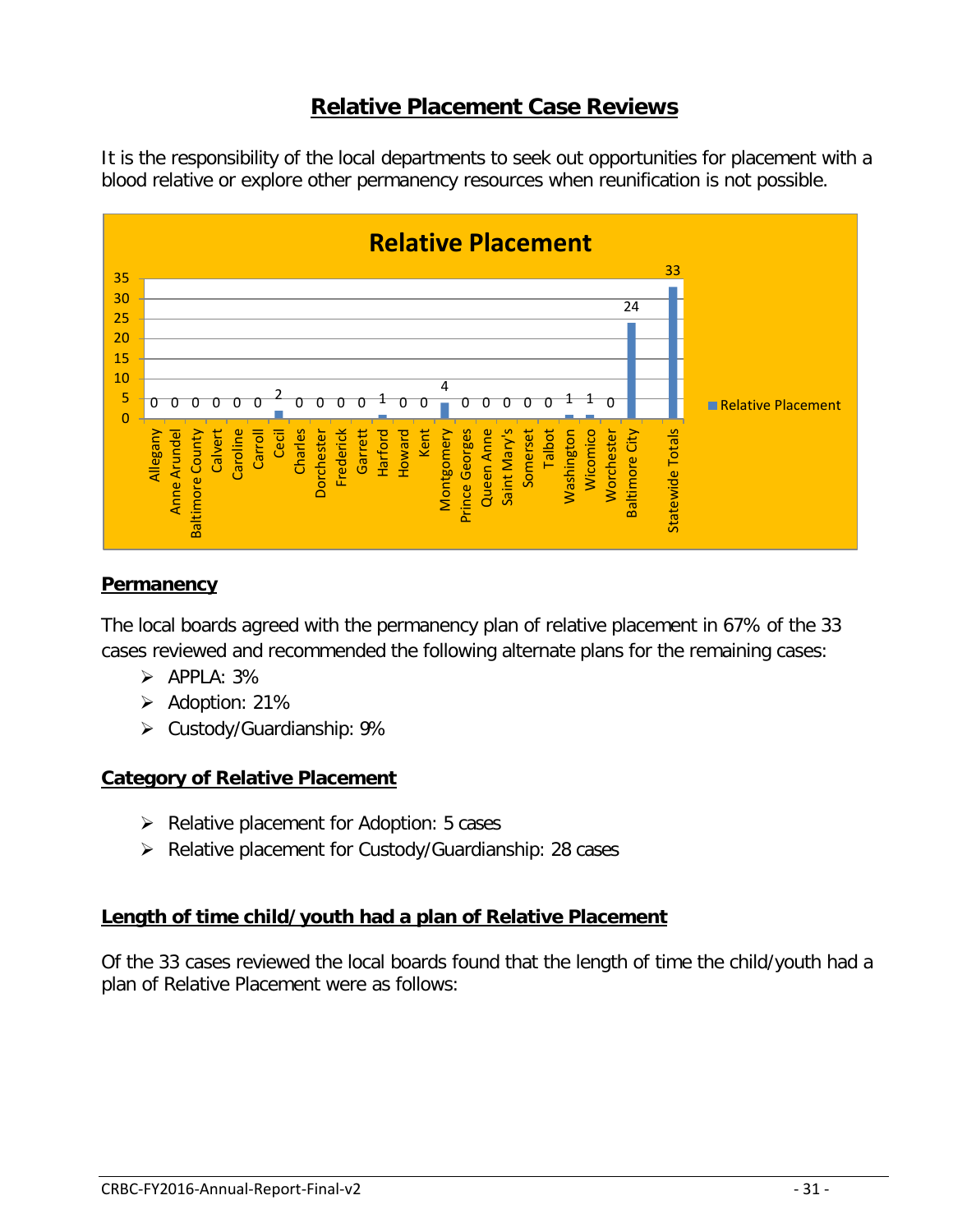# Relative Placement Case Reviews

It is the responsibility of the local departments to seek out opportunities for placement with a blood relative or explore other permanency resources when reunification is not possible.

**Relative Placement**

| County | Relative Placement |
|---|---|
| Allegany | 0 |
| Anne Arundel | 0 |
| Baltimore County | 0 |
| Calvert | 0 |
| Caroline | 0 |
| Carroll | 0 |
| Cecil | 2 |
| Charles | 0 |
| Dorchester | 0 |
| Frederick | 0 |
| Garrett | 0 |
| Harford | 1 |
| Howard | 0 |
| Kent | 0 |
| Montgomery | 4 |
| Prince Georges | 0 |
| Queen Anne | 0 |
| Saint Mary's | 0 |
| Somerset | 0 |
| Talbot | 0 |
| Washington | 1 |
| Wicomico | 1 |
| Worchester | 0 |
| Baltimore City | 24 |
| Statewide Totals | 33 |

## Permanency

The local boards agreed with the permanency plan of relative placement in 67% of the 33 cases reviewed and recommended the following alternate plans for the remaining cases:

- APPLA: 3%
- Adoption: 21%
- Custody/Guardianship: 9%

## Category of Relative Placement

- Relative placement for Adoption: 5 cases
- Relative placement for Custody/Guardianship: 28 cases

## Length of time child/youth had a plan of Relative Placement

Of the 33 cases reviewed the local boards found that the length of time the child/youth had a plan of Relative Placement were as follows: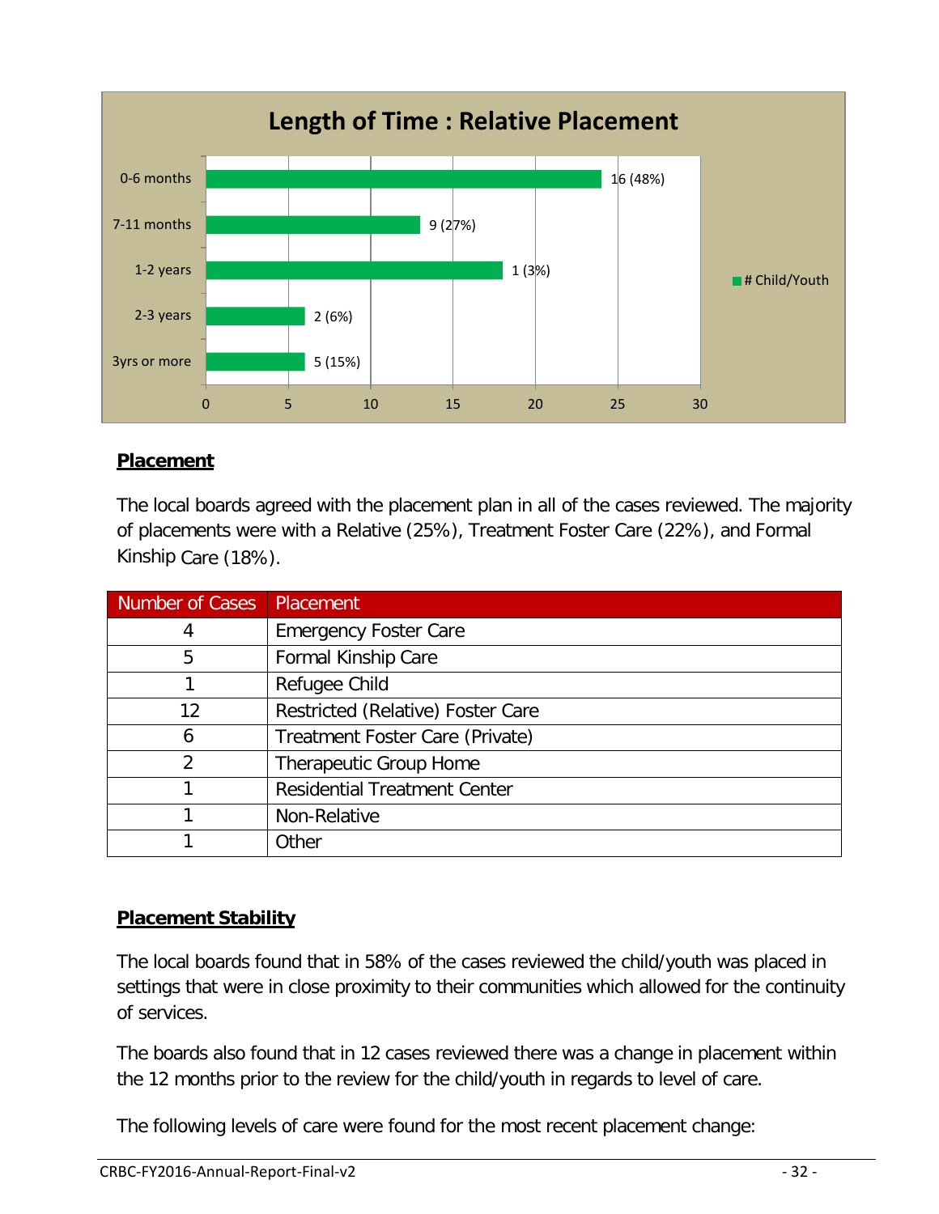**Length of Time : Relative Placement**

| Length of Time | # Child/Youth |
|---|---|
| 0-6 months | 16 (48%) |
| 7-11 months | 9 (27%) |
| 1-2 years | 1 (3%) |
| 2-3 years | 2 (6%) |
| 3yrs or more | 5 (15%) |

## Placement

The local boards agreed with the placement plan in all of the cases reviewed. The majority of placements were with a Relative (25%), Treatment Foster Care (22%), and Formal Kinship Care (18%).

| Number of Cases | Placement |
|---|---|
| 4 | Emergency Foster Care |
| 5 | Formal Kinship Care |
| 1 | Refugee Child |
| 12 | Restricted (Relative) Foster Care |
| 6 | Treatment Foster Care (Private) |
| 2 | Therapeutic Group Home |
| 1 | Residential Treatment Center |
| 1 | Non-Relative |
| 1 | Other |

## Placement Stability

The local boards found that in 58% of the cases reviewed the child/youth was placed in settings that were in close proximity to their communities which allowed for the continuity of services.

The boards also found that in 12 cases reviewed there was a change in placement within the 12 months prior to the review for the child/youth in regards to level of care.

The following levels of care were found for the most recent placement change: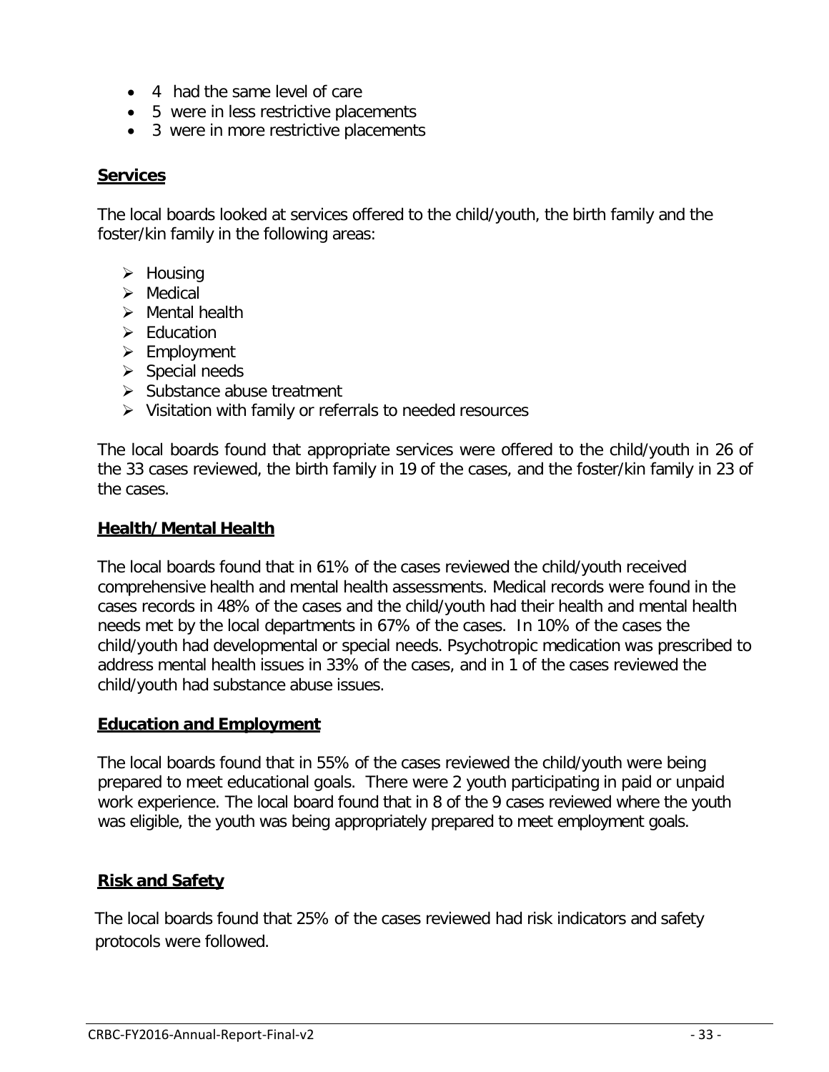- 4 had the same level of care
- 5 were in less restrictive placements
- 3 were in more restrictive placements

## Services

The local boards looked at services offered to the child/youth, the birth family and the foster/kin family in the following areas:

- Housing
- Medical
- Mental health
- Education
- Employment
- Special needs
- Substance abuse treatment
- Visitation with family or referrals to needed resources

The local boards found that appropriate services were offered to the child/youth in 26 of the 33 cases reviewed, the birth family in 19 of the cases, and the foster/kin family in 23 of the cases.

## Health/Mental Health

The local boards found that in 61% of the cases reviewed the child/youth received comprehensive health and mental health assessments. Medical records were found in the cases records in 48% of the cases and the child/youth had their health and mental health needs met by the local departments in 67% of the cases. In 10% of the cases the child/youth had developmental or special needs. Psychotropic medication was prescribed to address mental health issues in 33% of the cases, and in 1 of the cases reviewed the child/youth had substance abuse issues.

## Education and Employment

The local boards found that in 55% of the cases reviewed the child/youth were being prepared to meet educational goals. There were 2 youth participating in paid or unpaid work experience. The local board found that in 8 of the 9 cases reviewed where the youth was eligible, the youth was being appropriately prepared to meet employment goals.

## Risk and Safety

The local boards found that 25% of the cases reviewed had risk indicators and safety protocols were followed.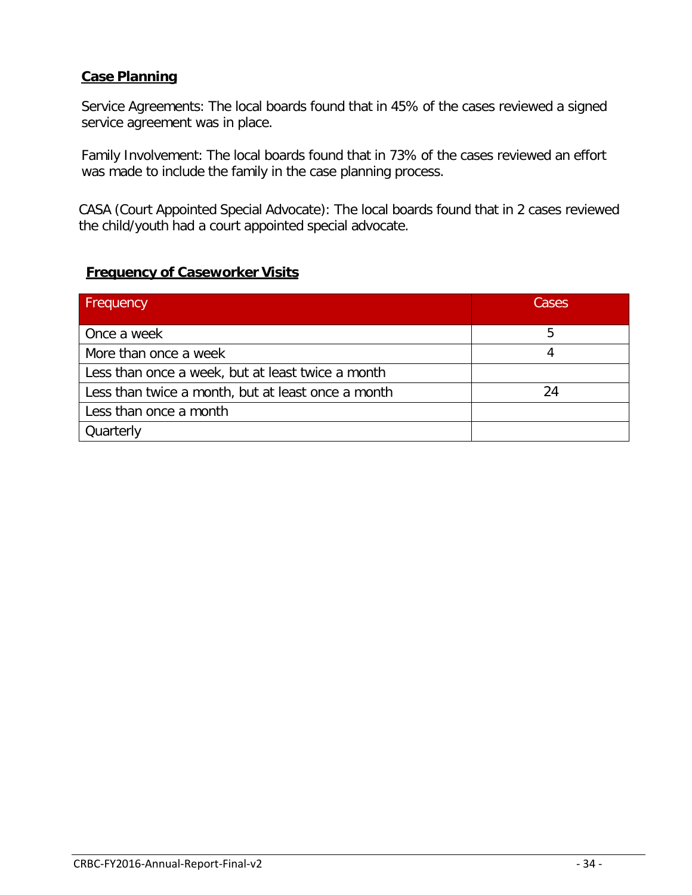**Case Planning**

Service Agreements: The local boards found that in 45% of the cases reviewed a signed service agreement was in place.

Family Involvement: The local boards found that in 73% of the cases reviewed an effort was made to include the family in the case planning process.

CASA (Court Appointed Special Advocate): The local boards found that in 2 cases reviewed the child/youth had a court appointed special advocate.

**Frequency of Caseworker Visits**

| Frequency | Cases |
|---|---|
| Once a week | 5 |
| More than once a week | 4 |
| Less than once a week, but at least twice a month | |
| Less than twice a month, but at least once a month | 24 |
| Less than once a month | |
| Quarterly | |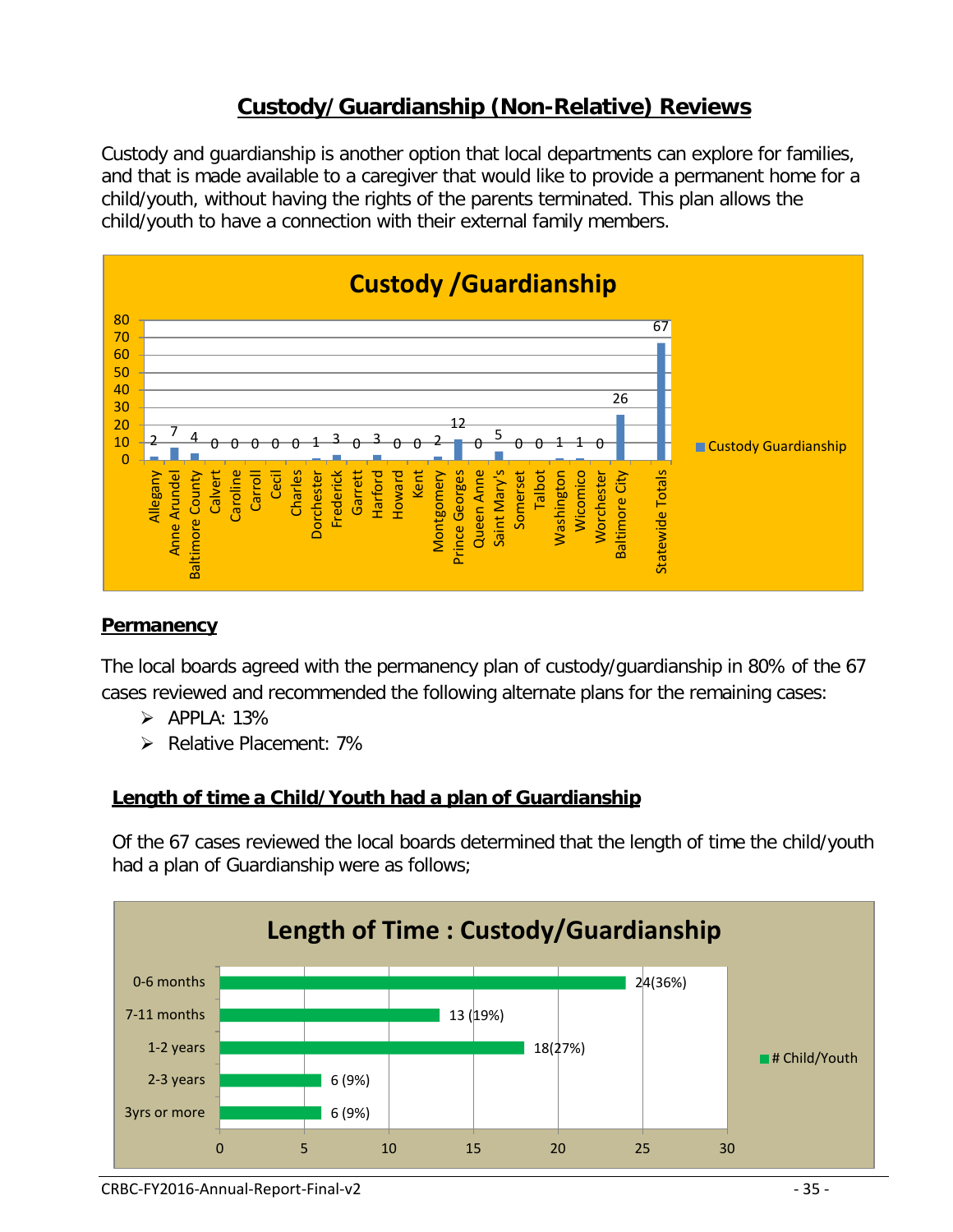# Custody/Guardianship (Non-Relative) Reviews

Custody and guardianship is another option that local departments can explore for families, and that is made available to a caregiver that would like to provide a permanent home for a child/youth, without having the rights of the parents terminated. This plan allows the child/youth to have a connection with their external family members.

**Custody /Guardianship**

| Jurisdiction | Custody Guardianship |
|---|---|
| Allegany | 2 |
| Anne Arundel | 7 |
| Baltimore County | 4 |
| Calvert | 0 |
| Caroline | 0 |
| Carroll | 0 |
| Cecil | 0 |
| Charles | 0 |
| Dorchester | 1 |
| Frederick | 3 |
| Garrett | 0 |
| Harford | 3 |
| Howard | 0 |
| Kent | 0 |
| Montgomery | 2 |
| Prince Georges | 12 |
| Queen Anne | 0 |
| Saint Mary's | 5 |
| Somerset | 0 |
| Talbot | 0 |
| Washington | 1 |
| Wicomico | 1 |
| Worchester | 0 |
| Baltimore City | 26 |
| Statewide Totals | 67 |

## Permanency

The local boards agreed with the permanency plan of custody/guardianship in 80% of the 67 cases reviewed and recommended the following alternate plans for the remaining cases:

- APPLA: 13%
- Relative Placement: 7%

## Length of time a Child/Youth had a plan of Guardianship

Of the 67 cases reviewed the local boards determined that the length of time the child/youth had a plan of Guardianship were as follows;

**Length of Time : Custody/Guardianship**

| Length of Time | # Child/Youth |
|---|---|
| 0-6 months | 24(36%) |
| 7-11 months | 13 (19%) |
| 1-2 years | 18(27%) |
| 2-3 years | 6 (9%) |
| 3yrs or more | 6 (9%) |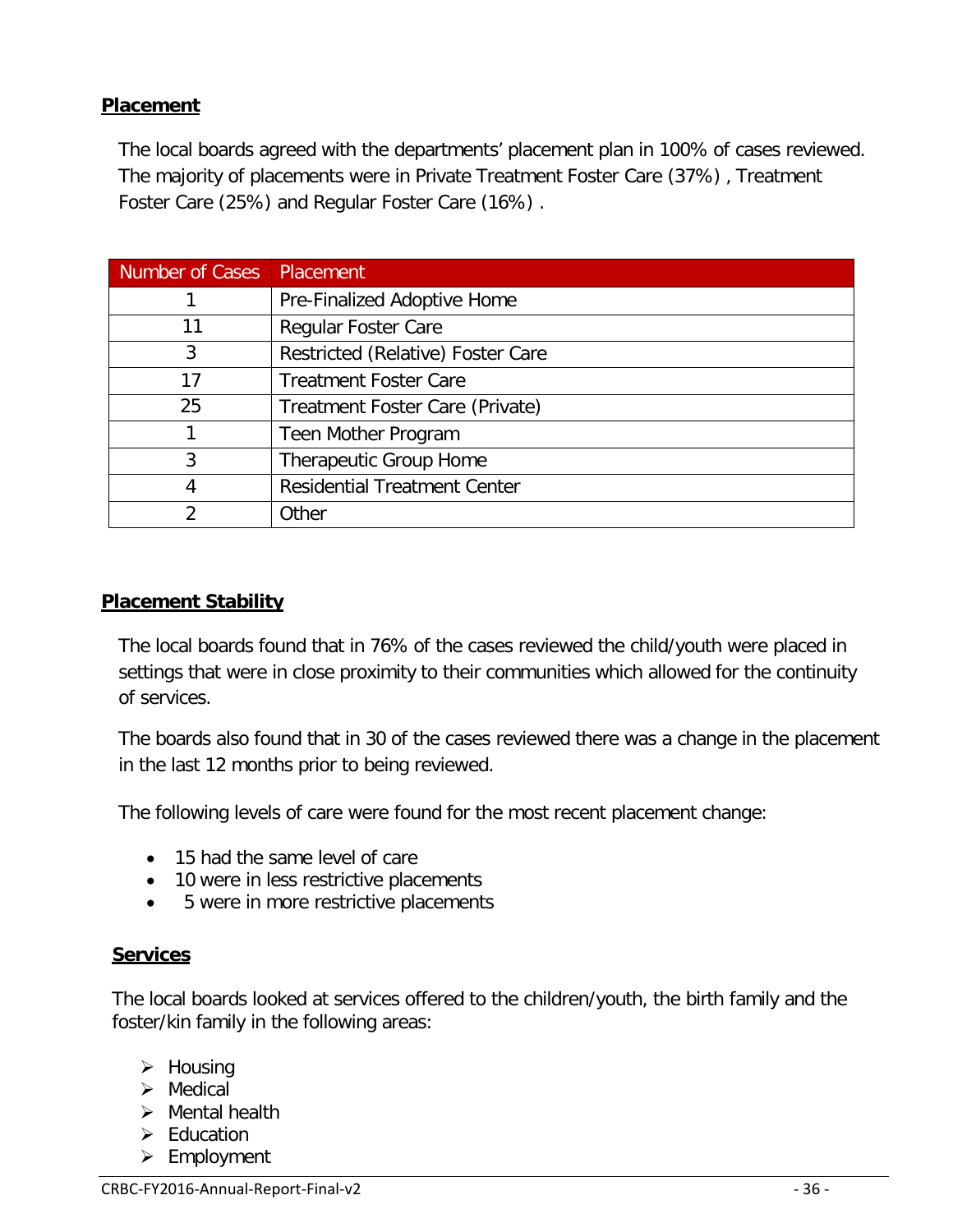## Placement

The local boards agreed with the departments' placement plan in 100% of cases reviewed. The majority of placements were in Private Treatment Foster Care (37%) , Treatment Foster Care (25%) and Regular Foster Care (16%) .

| Number of Cases | Placement |
|---|---|
| 1 | Pre-Finalized Adoptive Home |
| 11 | Regular Foster Care |
| 3 | Restricted (Relative) Foster Care |
| 17 | Treatment Foster Care |
| 25 | Treatment Foster Care (Private) |
| 1 | Teen Mother Program |
| 3 | Therapeutic Group Home |
| 4 | Residential Treatment Center |
| 2 | Other |

## Placement Stability

The local boards found that in 76% of the cases reviewed the child/youth were placed in settings that were in close proximity to their communities which allowed for the continuity of services.

The boards also found that in 30 of the cases reviewed there was a change in the placement in the last 12 months prior to being reviewed.

The following levels of care were found for the most recent placement change:

- 15 had the same level of care
- 10 were in less restrictive placements
- 5 were in more restrictive placements

## Services

The local boards looked at services offered to the children/youth, the birth family and the foster/kin family in the following areas:

- Housing
- Medical
- Mental health
- Education
- Employment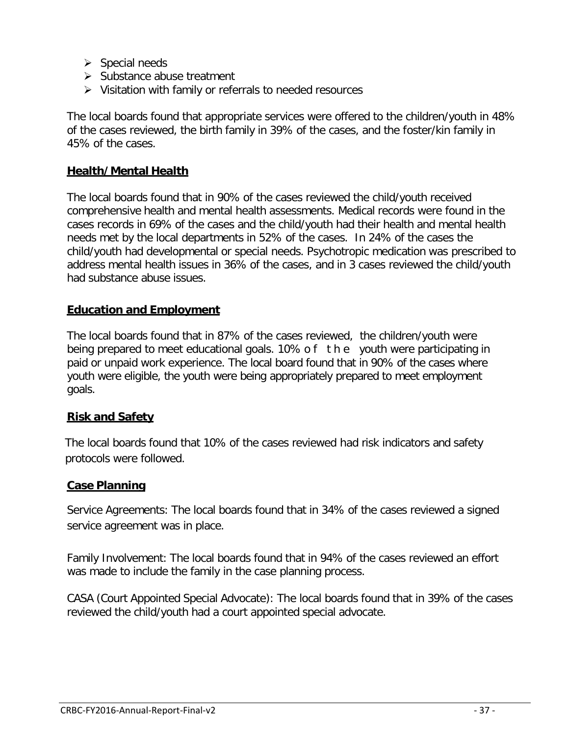- Special needs
- Substance abuse treatment
- Visitation with family or referrals to needed resources

The local boards found that appropriate services were offered to the children/youth in 48% of the cases reviewed, the birth family in 39% of the cases, and the foster/kin family in 45% of the cases.

**Health/Mental Health**

The local boards found that in 90% of the cases reviewed the child/youth received comprehensive health and mental health assessments. Medical records were found in the cases records in 69% of the cases and the child/youth had their health and mental health needs met by the local departments in 52% of the cases. In 24% of the cases the child/youth had developmental or special needs. Psychotropic medication was prescribed to address mental health issues in 36% of the cases, and in 3 cases reviewed the child/youth had substance abuse issues.

**Education and Employment**

The local boards found that in 87% of the cases reviewed, the children/youth were being prepared to meet educational goals. 10% of the youth were participating in paid or unpaid work experience. The local board found that in 90% of the cases where youth were eligible, the youth were being appropriately prepared to meet employment goals.

**Risk and Safety**

The local boards found that 10% of the cases reviewed had risk indicators and safety protocols were followed.

**Case Planning**

Service Agreements: The local boards found that in 34% of the cases reviewed a signed service agreement was in place.

Family Involvement: The local boards found that in 94% of the cases reviewed an effort was made to include the family in the case planning process.

CASA (Court Appointed Special Advocate): The local boards found that in 39% of the cases reviewed the child/youth had a court appointed special advocate.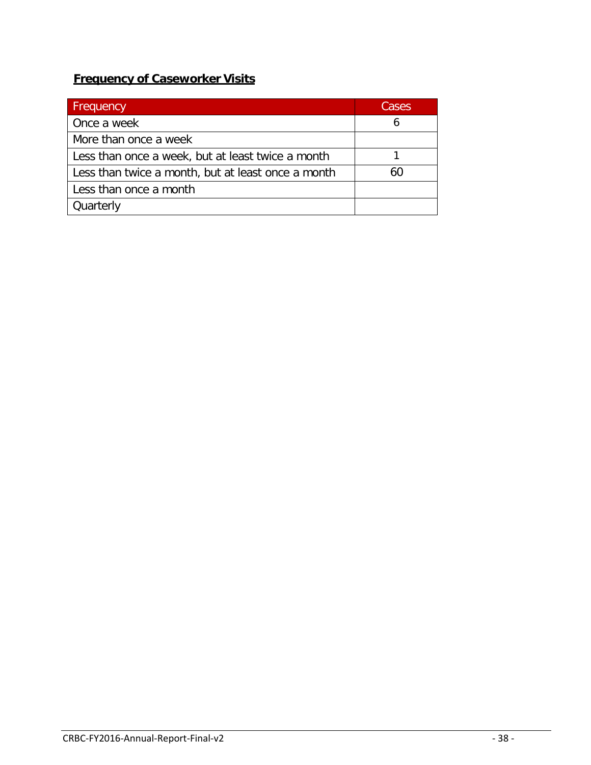## **Frequency of Caseworker Visits**

| Frequency | Cases |
|---|---|
| Once a week | 6 |
| More than once a week | |
| Less than once a week, but at least twice a month | 1 |
| Less than twice a month, but at least once a month | 60 |
| Less than once a month | |
| Quarterly | |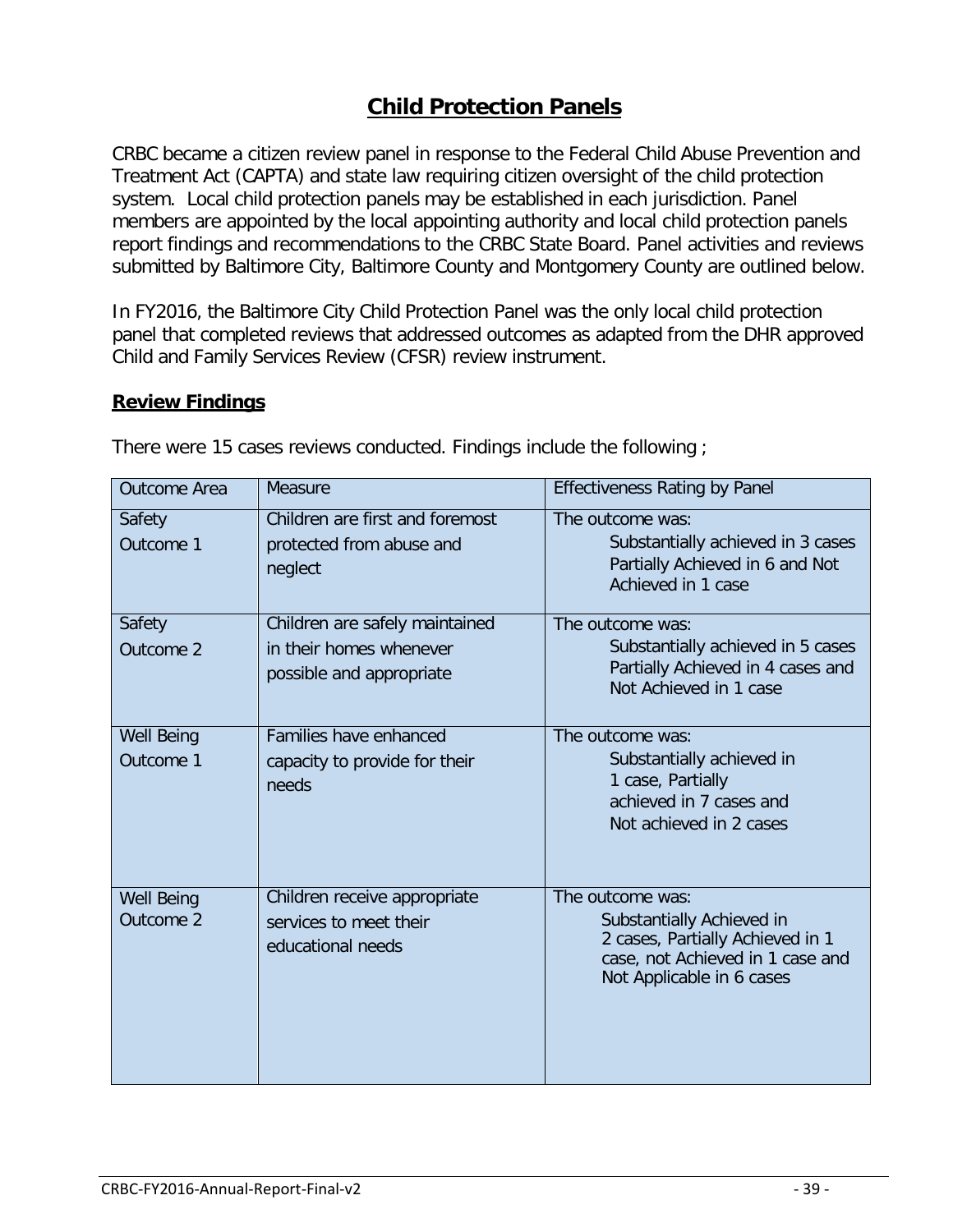# Child Protection Panels

CRBC became a citizen review panel in response to the Federal Child Abuse Prevention and Treatment Act (CAPTA) and state law requiring citizen oversight of the child protection system. Local child protection panels may be established in each jurisdiction. Panel members are appointed by the local appointing authority and local child protection panels report findings and recommendations to the CRBC State Board. Panel activities and reviews submitted by Baltimore City, Baltimore County and Montgomery County are outlined below.

In FY2016, the Baltimore City Child Protection Panel was the only local child protection panel that completed reviews that addressed outcomes as adapted from the DHR approved Child and Family Services Review (CFSR) review instrument.

## Review Findings

There were 15 cases reviews conducted. Findings include the following ;

| Outcome Area | Measure | Effectiveness Rating by Panel |
|---|---|---|
| Safety Outcome 1 | Children are first and foremost protected from abuse and neglect | The outcome was: Substantially achieved in 3 cases Partially Achieved in 6 and Not Achieved in 1 case |
| Safety Outcome 2 | Children are safely maintained in their homes whenever possible and appropriate | The outcome was: Substantially achieved in 5 cases Partially Achieved in 4 cases and Not Achieved in 1 case |
| Well Being Outcome 1 | Families have enhanced capacity to provide for their needs | The outcome was: Substantially achieved in 1 case, Partially achieved in 7 cases and Not achieved in 2 cases |
| Well Being Outcome 2 | Children receive appropriate services to meet their educational needs | The outcome was: Substantially Achieved in 2 cases, Partially Achieved in 1 case, not Achieved in 1 case and Not Applicable in 6 cases |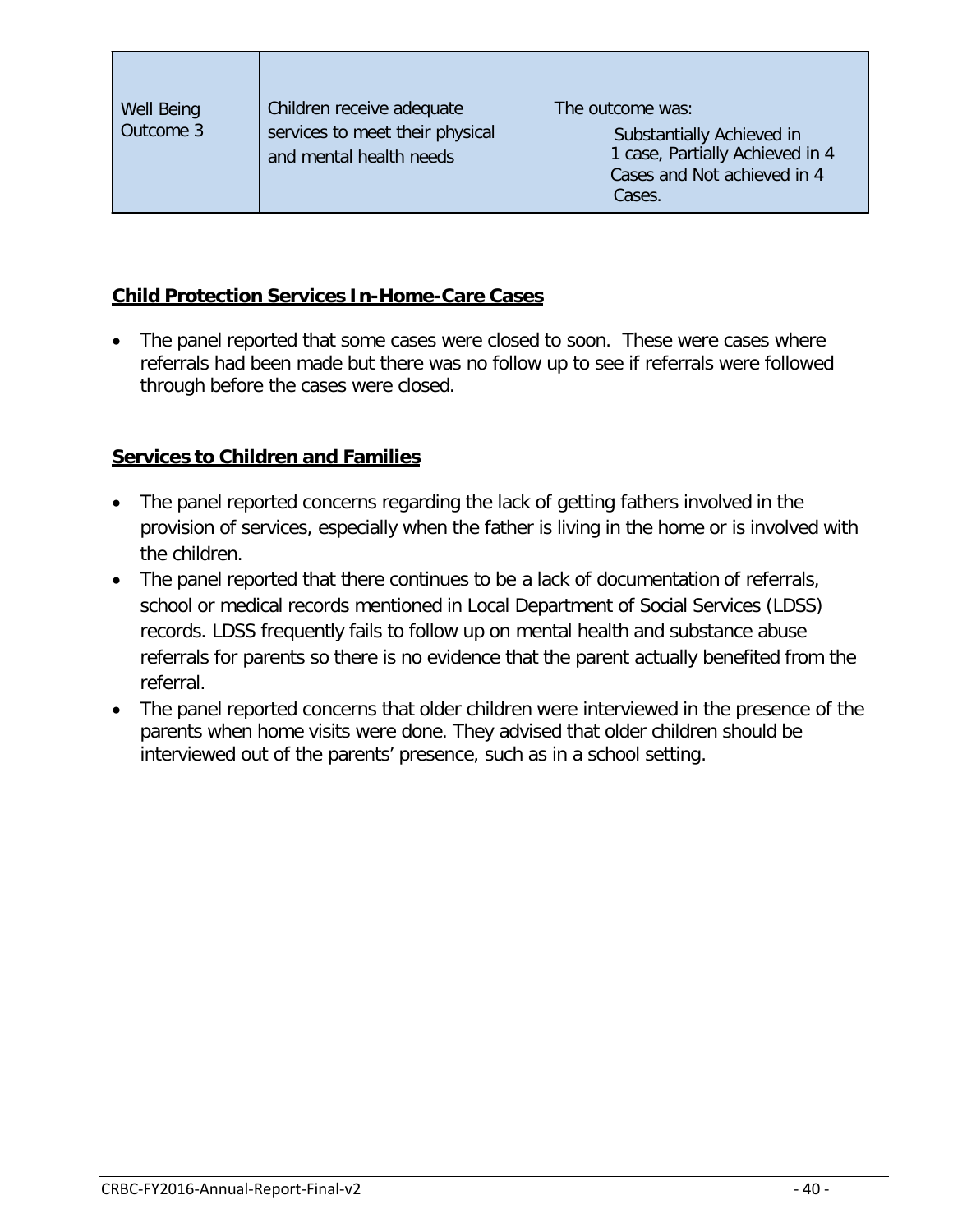| Well Being Outcome 3 | Children receive adequate services to meet their physical and mental health needs | The outcome was: Substantially Achieved in 1 case, Partially Achieved in 4 Cases and Not achieved in 4 Cases. |
|---|---|---|

**Child Protection Services In-Home-Care Cases**

- The panel reported that some cases were closed to soon. These were cases where referrals had been made but there was no follow up to see if referrals were followed through before the cases were closed.

**Services to Children and Families**

- The panel reported concerns regarding the lack of getting fathers involved in the provision of services, especially when the father is living in the home or is involved with the children.
- The panel reported that there continues to be a lack of documentation of referrals, school or medical records mentioned in Local Department of Social Services (LDSS) records. LDSS frequently fails to follow up on mental health and substance abuse referrals for parents so there is no evidence that the parent actually benefited from the referral.
- The panel reported concerns that older children were interviewed in the presence of the parents when home visits were done. They advised that older children should be interviewed out of the parents' presence, such as in a school setting.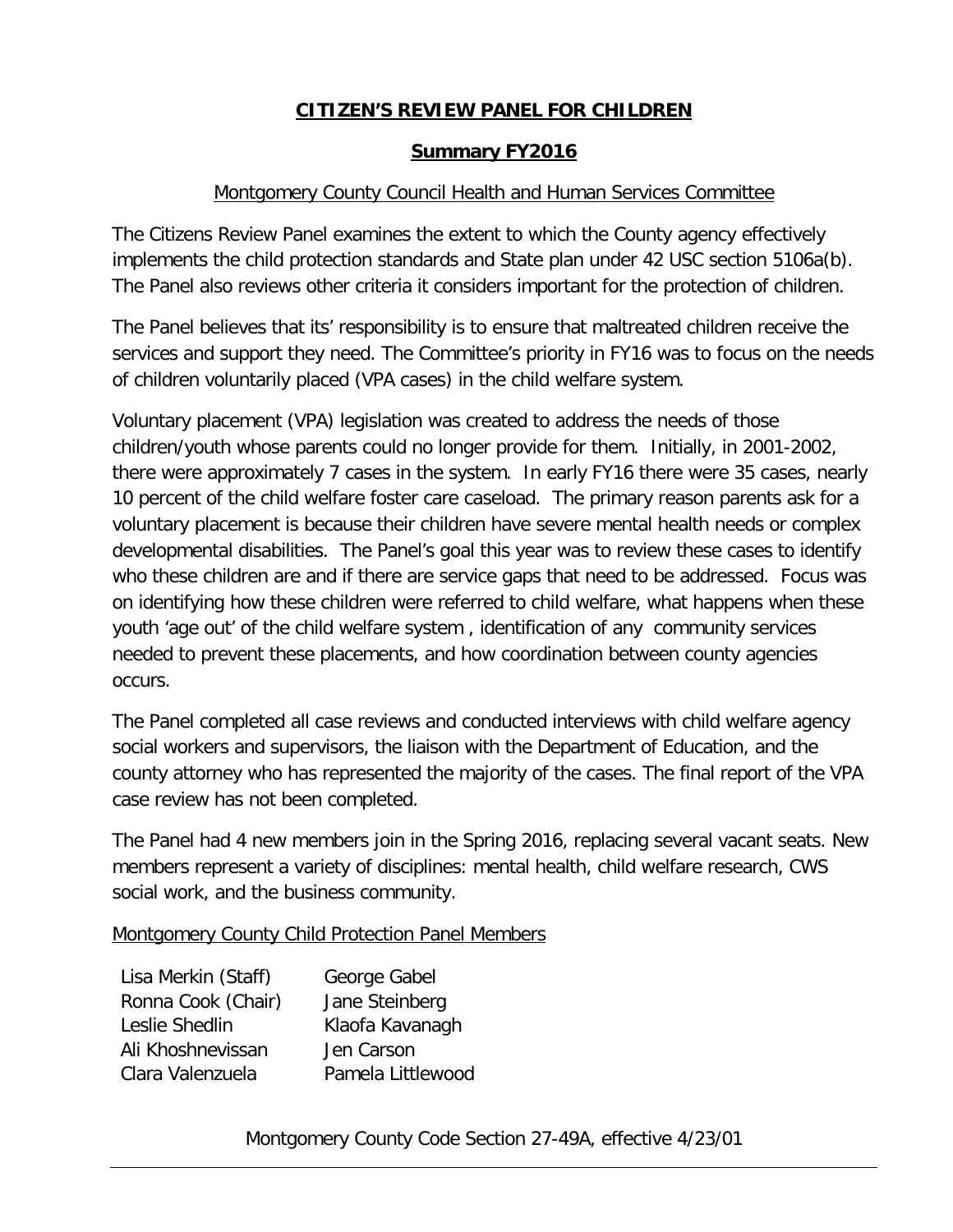# CITIZEN'S REVIEW PANEL FOR CHILDREN

## Summary FY2016

### Montgomery County Council Health and Human Services Committee

The Citizens Review Panel examines the extent to which the County agency effectively implements the child protection standards and State plan under 42 USC section 5106a(b). The Panel also reviews other criteria it considers important for the protection of children.

The Panel believes that its' responsibility is to ensure that maltreated children receive the services and support they need. The Committee's priority in FY16 was to focus on the needs of children voluntarily placed (VPA cases) in the child welfare system.

Voluntary placement (VPA) legislation was created to address the needs of those children/youth whose parents could no longer provide for them. Initially, in 2001-2002, there were approximately 7 cases in the system. In early FY16 there were 35 cases, nearly 10 percent of the child welfare foster care caseload. The primary reason parents ask for a voluntary placement is because their children have severe mental health needs or complex developmental disabilities. The Panel's goal this year was to review these cases to identify who these children are and if there are service gaps that need to be addressed. Focus was on identifying how these children were referred to child welfare, what happens when these youth 'age out' of the child welfare system , identification of any community services needed to prevent these placements, and how coordination between county agencies occurs.

The Panel completed all case reviews and conducted interviews with child welfare agency social workers and supervisors, the liaison with the Department of Education, and the county attorney who has represented the majority of the cases. The final report of the VPA case review has not been completed.

The Panel had 4 new members join in the Spring 2016, replacing several vacant seats. New members represent a variety of disciplines: mental health, child welfare research, CWS social work, and the business community.

Montgomery County Child Protection Panel Members

| | |
|---|---|
| Lisa Merkin (Staff) | George Gabel |
| Ronna Cook (Chair) | Jane Steinberg |
| Leslie Shedlin | Klaofa Kavanagh |
| Ali Khoshnevissan | Jen Carson |
| Clara Valenzuela | Pamela Littlewood |

Montgomery County Code Section 27-49A, effective 4/23/01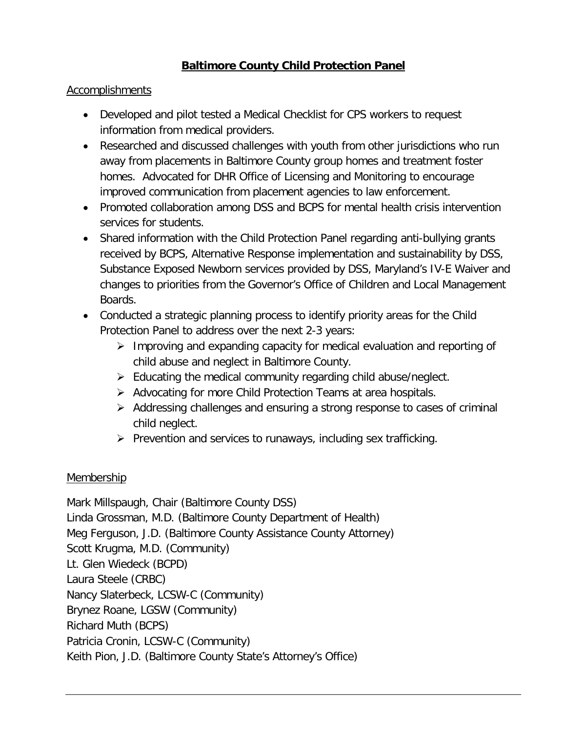# Baltimore County Child Protection Panel

## Accomplishments

- Developed and pilot tested a Medical Checklist for CPS workers to request information from medical providers.
- Researched and discussed challenges with youth from other jurisdictions who run away from placements in Baltimore County group homes and treatment foster homes. Advocated for DHR Office of Licensing and Monitoring to encourage improved communication from placement agencies to law enforcement.
- Promoted collaboration among DSS and BCPS for mental health crisis intervention services for students.
- Shared information with the Child Protection Panel regarding anti-bullying grants received by BCPS, Alternative Response implementation and sustainability by DSS, Substance Exposed Newborn services provided by DSS, Maryland's IV-E Waiver and changes to priorities from the Governor's Office of Children and Local Management Boards.
- Conducted a strategic planning process to identify priority areas for the Child Protection Panel to address over the next 2-3 years:
  - Improving and expanding capacity for medical evaluation and reporting of child abuse and neglect in Baltimore County.
  - Educating the medical community regarding child abuse/neglect.
  - Advocating for more Child Protection Teams at area hospitals.
  - Addressing challenges and ensuring a strong response to cases of criminal child neglect.
  - Prevention and services to runaways, including sex trafficking.

## Membership

Mark Millspaugh, Chair (Baltimore County DSS)
Linda Grossman, M.D. (Baltimore County Department of Health)
Meg Ferguson, J.D. (Baltimore County Assistance County Attorney)
Scott Krugma, M.D. (Community)
Lt. Glen Wiedeck (BCPD)
Laura Steele (CRBC)
Nancy Slaterbeck, LCSW-C (Community)
Brynez Roane, LGSW (Community)
Richard Muth (BCPS)
Patricia Cronin, LCSW-C (Community)
Keith Pion, J.D. (Baltimore County State's Attorney's Office)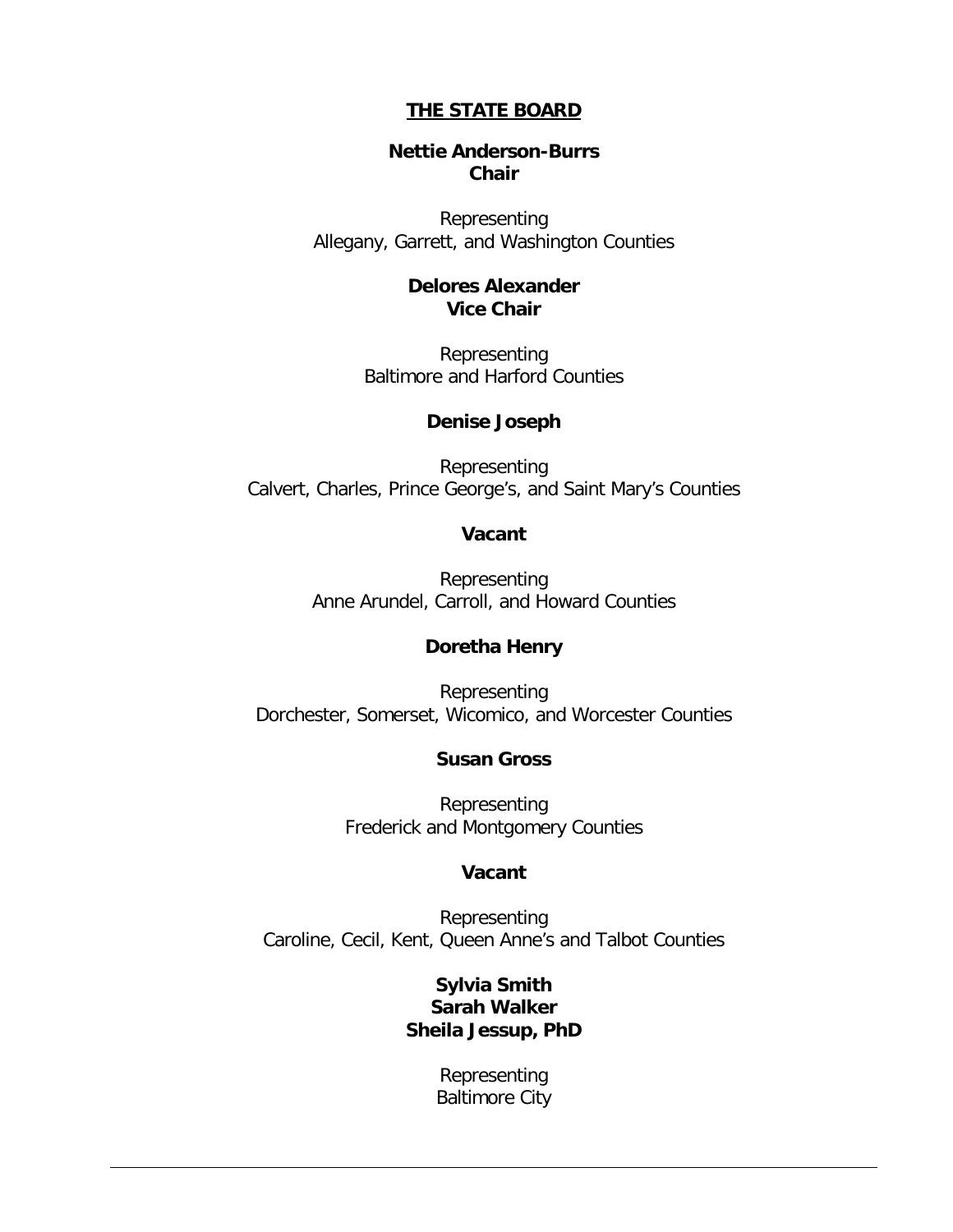## THE STATE BOARD

**Nettie Anderson-Burrs**
**Chair**

Representing
Allegany, Garrett, and Washington Counties

**Delores Alexander**
**Vice Chair**

Representing
Baltimore and Harford Counties

**Denise Joseph**

Representing
Calvert, Charles, Prince George's, and Saint Mary's Counties

**Vacant**

Representing
Anne Arundel, Carroll, and Howard Counties

**Doretha Henry**

Representing
Dorchester, Somerset, Wicomico, and Worcester Counties

**Susan Gross**

Representing
Frederick and Montgomery Counties

**Vacant**

Representing
Caroline, Cecil, Kent, Queen Anne's and Talbot Counties

**Sylvia Smith**
**Sarah Walker**
**Sheila Jessup, PhD**

Representing
Baltimore City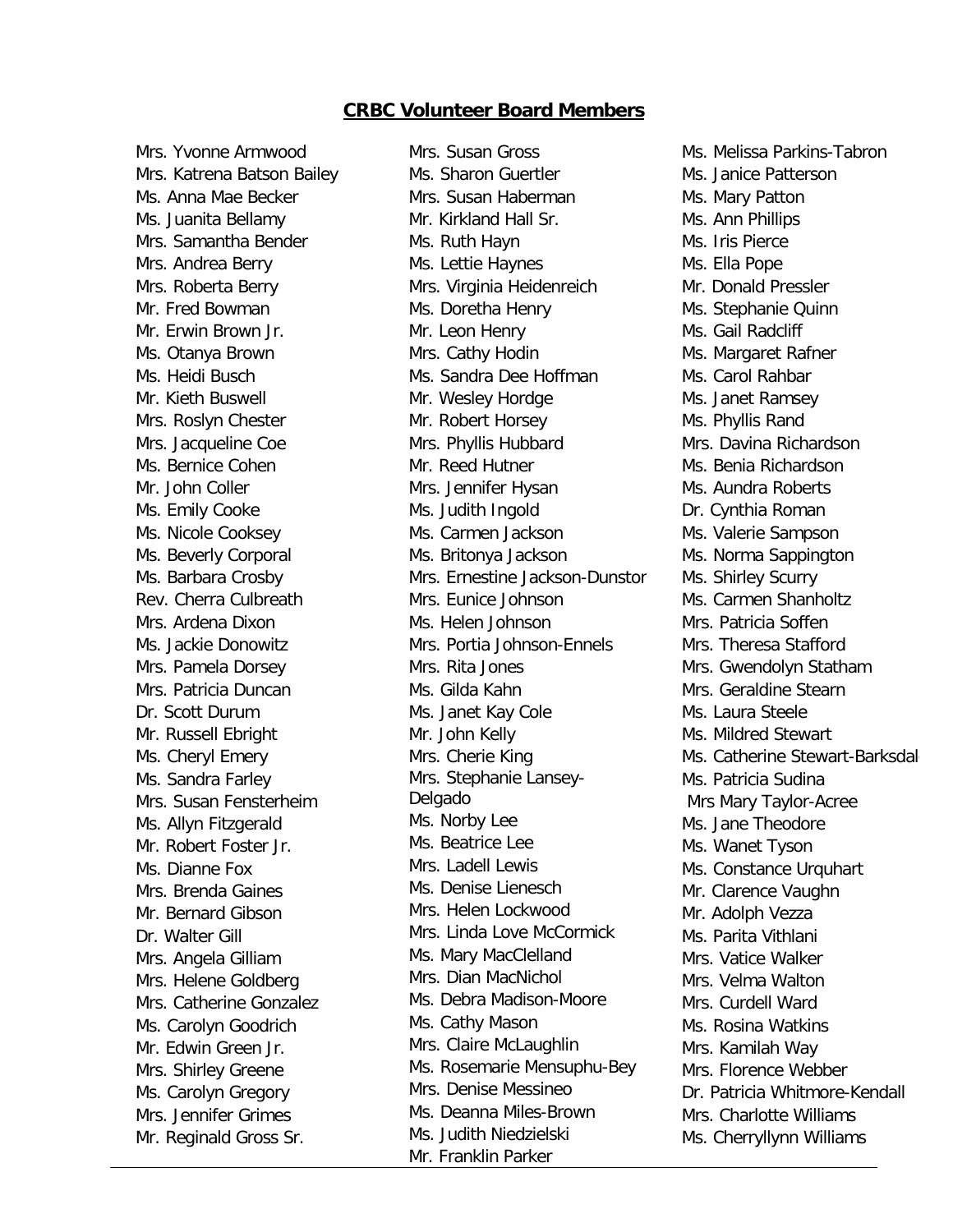## **CRBC Volunteer Board Members**

Mrs. Yvonne Armwood
Mrs. Katrena Batson Bailey
Ms. Anna Mae Becker
Ms. Juanita Bellamy
Mrs. Samantha Bender
Mrs. Andrea Berry
Mrs. Roberta Berry
Mr. Fred Bowman
Mr. Erwin Brown Jr.
Ms. Otanya Brown
Ms. Heidi Busch
Mr. Kieth Buswell
Mrs. Roslyn Chester
Mrs. Jacqueline Coe
Ms. Bernice Cohen
Mr. John Coller
Ms. Emily Cooke
Ms. Nicole Cooksey
Ms. Beverly Corporal
Ms. Barbara Crosby
Rev. Cherra Culbreath
Mrs. Ardena Dixon
Ms. Jackie Donowitz
Mrs. Pamela Dorsey
Mrs. Patricia Duncan
Dr. Scott Durum
Mr. Russell Ebright
Ms. Cheryl Emery
Ms. Sandra Farley
Mrs. Susan Fensterheim
Ms. Allyn Fitzgerald
Mr. Robert Foster Jr.
Ms. Dianne Fox
Mrs. Brenda Gaines
Mr. Bernard Gibson
Dr. Walter Gill
Mrs. Angela Gilliam
Mrs. Helene Goldberg
Mrs. Catherine Gonzalez
Ms. Carolyn Goodrich
Mr. Edwin Green Jr.
Mrs. Shirley Greene
Ms. Carolyn Gregory
Mrs. Jennifer Grimes
Mr. Reginald Gross Sr.
Mrs. Susan Gross
Ms. Sharon Guertler
Mrs. Susan Haberman
Mr. Kirkland Hall Sr.
Ms. Ruth Hayn
Ms. Lettie Haynes
Mrs. Virginia Heidenreich
Ms. Doretha Henry
Mr. Leon Henry
Mrs. Cathy Hodin
Ms. Sandra Dee Hoffman
Mr. Wesley Hordge
Mr. Robert Horsey
Mrs. Phyllis Hubbard
Mr. Reed Hutner
Mrs. Jennifer Hysan
Ms. Judith Ingold
Ms. Carmen Jackson
Ms. Britonya Jackson
Mrs. Ernestine Jackson-Dunstor
Mrs. Eunice Johnson
Ms. Helen Johnson
Mrs. Portia Johnson-Ennels
Mrs. Rita Jones
Ms. Gilda Kahn
Ms. Janet Kay Cole
Mr. John Kelly
Mrs. Cherie King
Mrs. Stephanie Lansey-Delgado
Ms. Norby Lee
Ms. Beatrice Lee
Mrs. Ladell Lewis
Ms. Denise Lienesch
Mrs. Helen Lockwood
Mrs. Linda Love McCormick
Ms. Mary MacClelland
Mrs. Dian MacNichol
Ms. Debra Madison-Moore
Ms. Cathy Mason
Mrs. Claire McLaughlin
Ms. Rosemarie Mensuphu-Bey
Mrs. Denise Messineo
Ms. Deanna Miles-Brown
Ms. Judith Niedzielski
Mr. Franklin Parker
Ms. Melissa Parkins-Tabron
Ms. Janice Patterson
Ms. Mary Patton
Ms. Ann Phillips
Ms. Iris Pierce
Ms. Ella Pope
Mr. Donald Pressler
Ms. Stephanie Quinn
Ms. Gail Radcliff
Ms. Margaret Rafner
Ms. Carol Rahbar
Ms. Janet Ramsey
Ms. Phyllis Rand
Mrs. Davina Richardson
Ms. Benia Richardson
Ms. Aundra Roberts
Dr. Cynthia Roman
Ms. Valerie Sampson
Ms. Norma Sappington
Ms. Shirley Scurry
Ms. Carmen Shanholtz
Mrs. Patricia Soffen
Mrs. Theresa Stafford
Mrs. Gwendolyn Statham
Mrs. Geraldine Stearn
Ms. Laura Steele
Ms. Mildred Stewart
Ms. Catherine Stewart-Barksdal
Ms. Patricia Sudina
Mrs Mary Taylor-Acree
Ms. Jane Theodore
Ms. Wanet Tyson
Ms. Constance Urquhart
Mr. Clarence Vaughn
Mr. Adolph Vezza
Ms. Parita Vithlani
Mrs. Vatice Walker
Mrs. Velma Walton
Mrs. Curdell Ward
Ms. Rosina Watkins
Mrs. Kamilah Way
Mrs. Florence Webber
Dr. Patricia Whitmore-Kendall
Mrs. Charlotte Williams
Ms. Cherryllynn Williams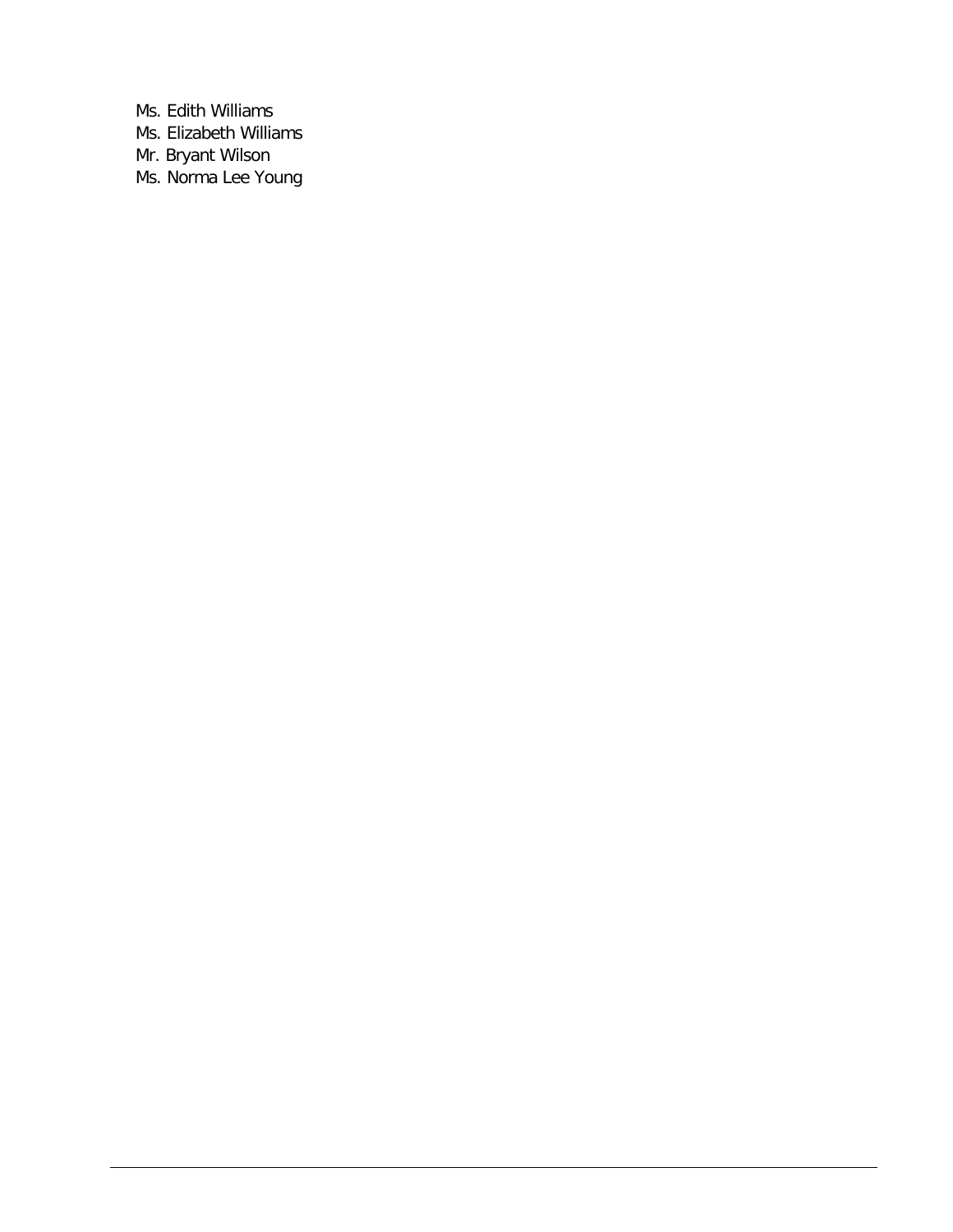Ms. Edith Williams
Ms. Elizabeth Williams
Mr. Bryant Wilson
Ms. Norma Lee Young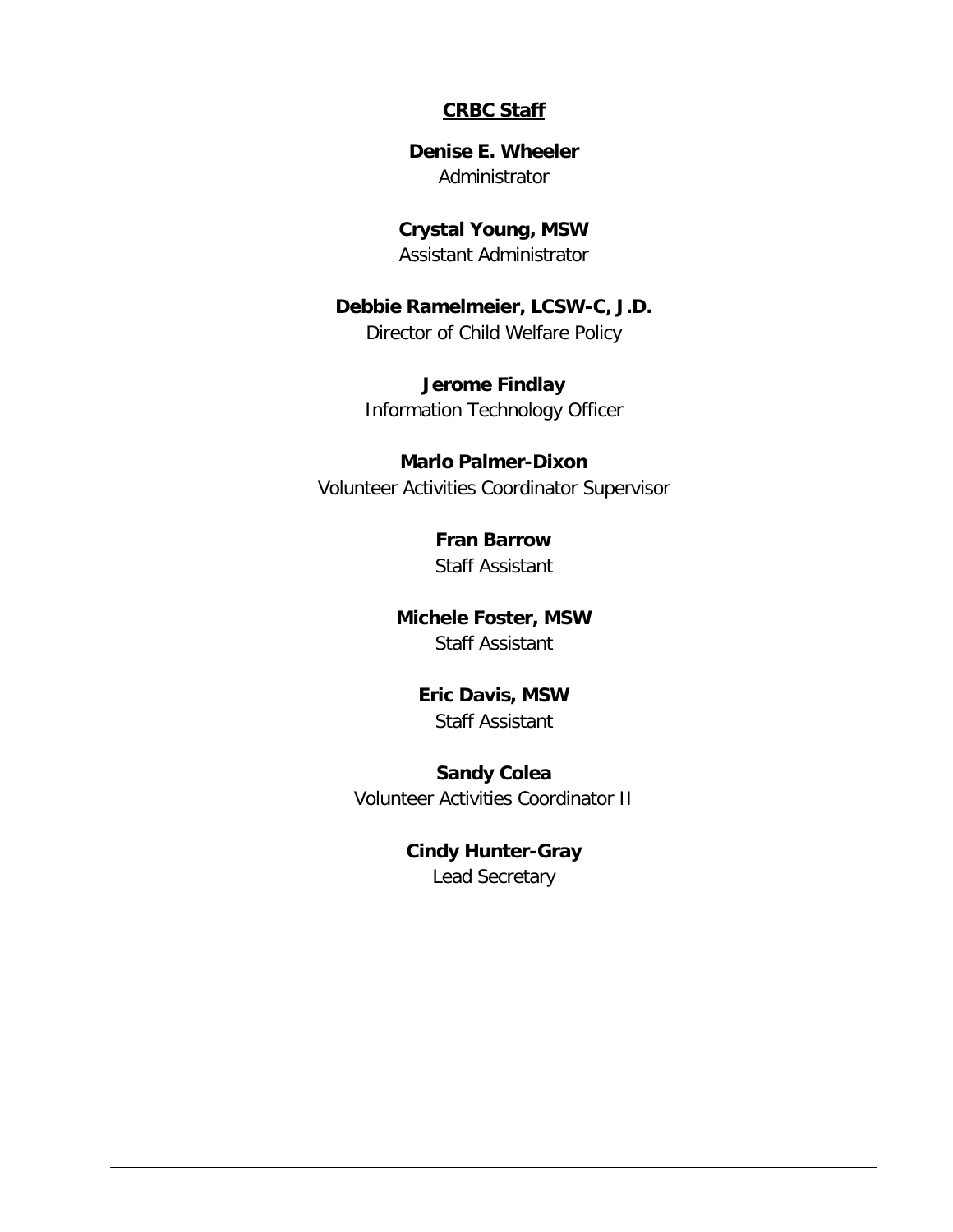## CRBC Staff

**Denise E. Wheeler**
Administrator

**Crystal Young, MSW**
Assistant Administrator

**Debbie Ramelmeier, LCSW-C, J.D.**
Director of Child Welfare Policy

**Jerome Findlay**
Information Technology Officer

**Marlo Palmer-Dixon**
Volunteer Activities Coordinator Supervisor

**Fran Barrow**
Staff Assistant

**Michele Foster, MSW**
Staff Assistant

**Eric Davis, MSW**
Staff Assistant

**Sandy Colea**
Volunteer Activities Coordinator II

**Cindy Hunter-Gray**
Lead Secretary